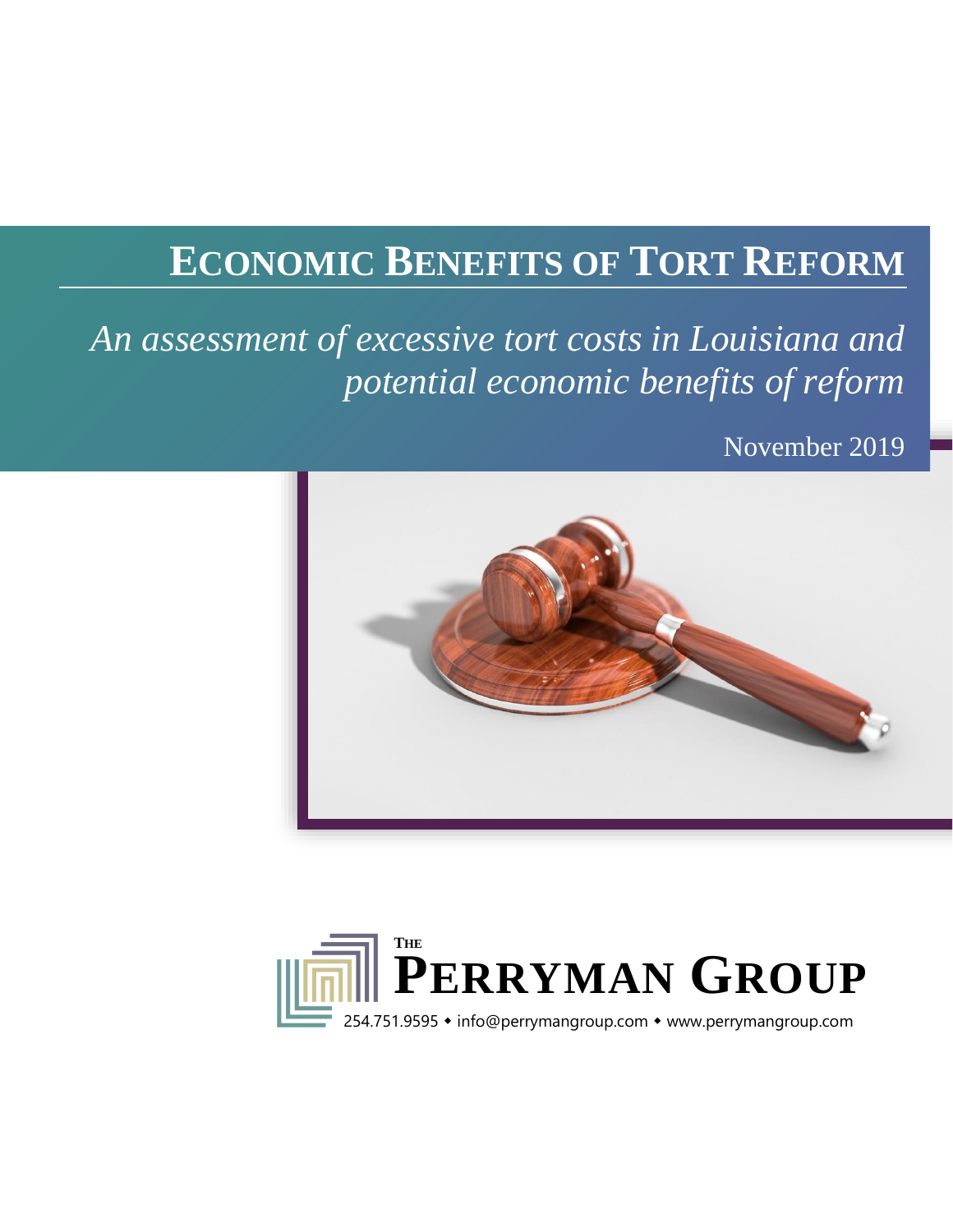# Economic Benefits of Tort Reform

*An assessment of excessive tort costs in Louisiana and potential economic benefits of reform*

November 2019

**The Perryman Group**

254.751.9595 ◆ info@perrymangroup.com ◆ www.perrymangroup.com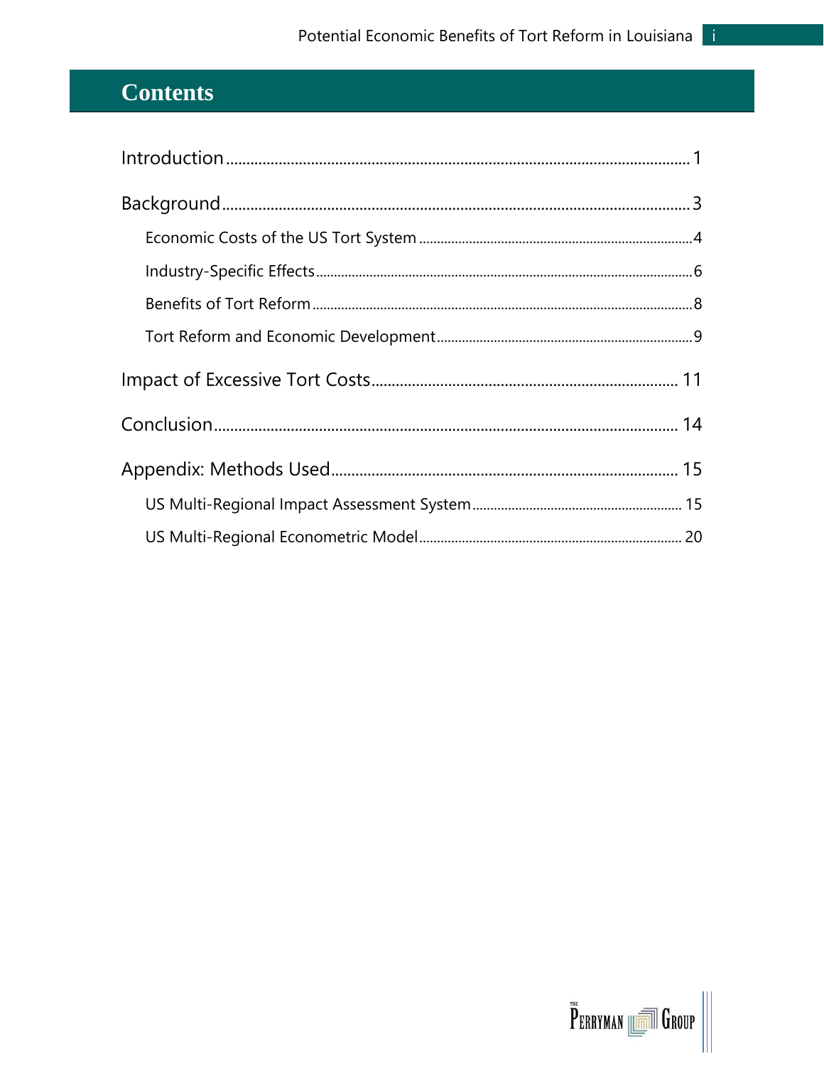# Contents

Introduction ........ 1

Background ........ 3

- Economic Costs of the US Tort System ........ 4
- Industry-Specific Effects ........ 6
- Benefits of Tort Reform ........ 8
- Tort Reform and Economic Development ........ 9

Impact of Excessive Tort Costs ........ 11

Conclusion ........ 14

Appendix: Methods Used ........ 15

- US Multi-Regional Impact Assessment System ........ 15
- US Multi-Regional Econometric Model ........ 20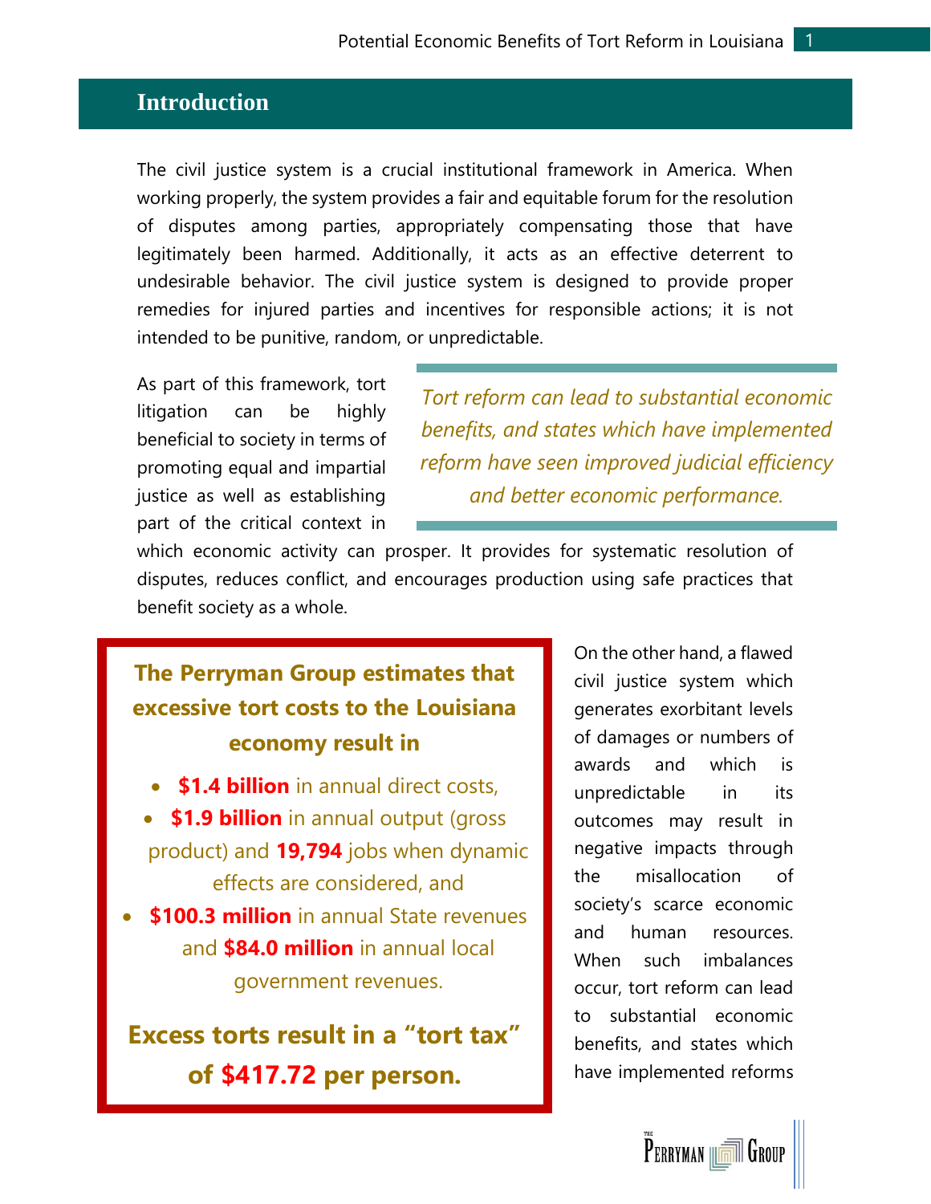## Introduction

The civil justice system is a crucial institutional framework in America. When working properly, the system provides a fair and equitable forum for the resolution of disputes among parties, appropriately compensating those that have legitimately been harmed. Additionally, it acts as an effective deterrent to undesirable behavior. The civil justice system is designed to provide proper remedies for injured parties and incentives for responsible actions; it is not intended to be punitive, random, or unpredictable.

*Tort reform can lead to substantial economic benefits, and states which have implemented reform have seen improved judicial efficiency and better economic performance.*

As part of this framework, tort litigation can be highly beneficial to society in terms of promoting equal and impartial justice as well as establishing part of the critical context in which economic activity can prosper. It provides for systematic resolution of disputes, reduces conflict, and encourages production using safe practices that benefit society as a whole.

**The Perryman Group estimates that excessive tort costs to the Louisiana economy result in**

- **$1.4 billion** in annual direct costs,
- **$1.9 billion** in annual output (gross product) and **19,794** jobs when dynamic effects are considered, and
- **$100.3 million** in annual State revenues and **$84.0 million** in annual local government revenues.

**Excess torts result in a "tort tax" of $417.72 per person.**

On the other hand, a flawed civil justice system which generates exorbitant levels of damages or numbers of awards and which is unpredictable in its outcomes may result in negative impacts through the misallocation of society's scarce economic and human resources. When such imbalances occur, tort reform can lead to substantial economic benefits, and states which have implemented reforms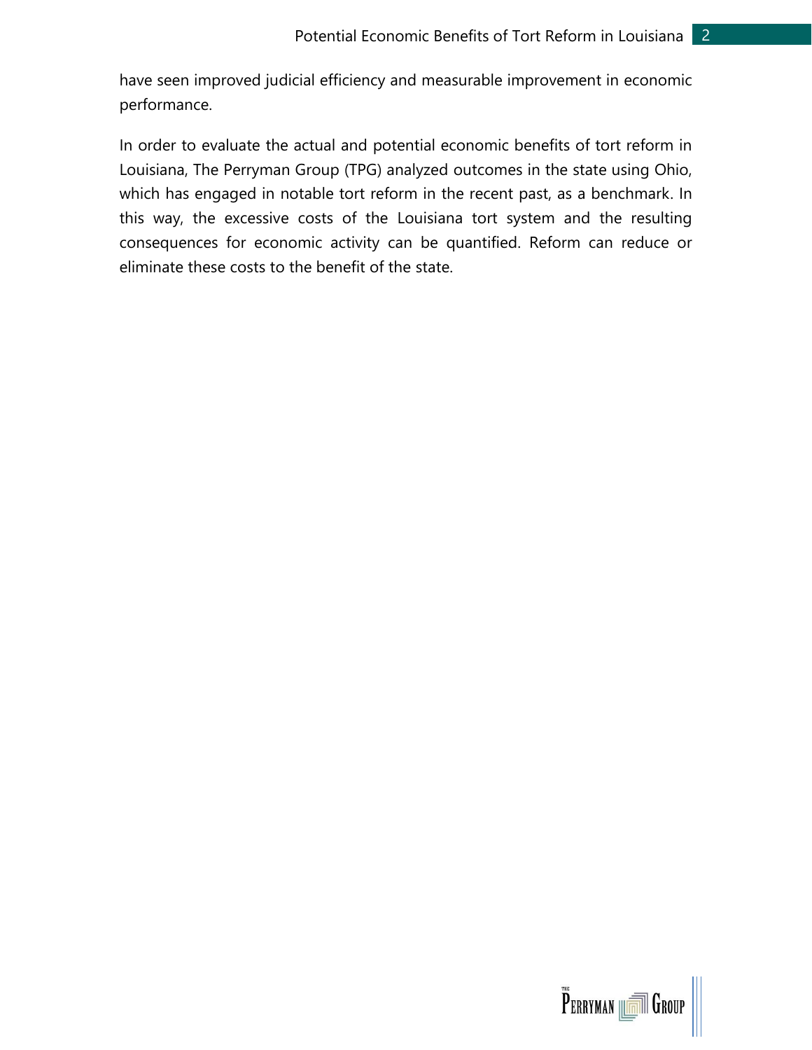have seen improved judicial efficiency and measurable improvement in economic performance.

In order to evaluate the actual and potential economic benefits of tort reform in Louisiana, The Perryman Group (TPG) analyzed outcomes in the state using Ohio, which has engaged in notable tort reform in the recent past, as a benchmark. In this way, the excessive costs of the Louisiana tort system and the resulting consequences for economic activity can be quantified. Reform can reduce or eliminate these costs to the benefit of the state.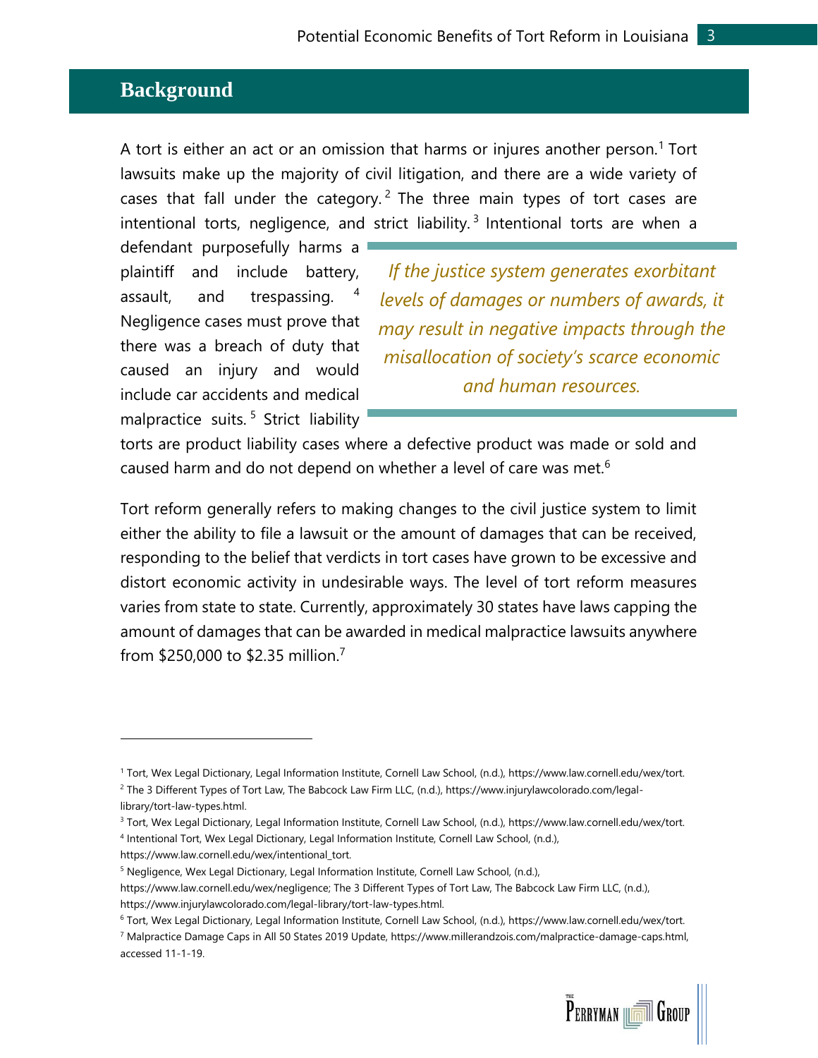## Background

A tort is either an act or an omission that harms or injures another person.[1] Tort lawsuits make up the majority of civil litigation, and there are a wide variety of cases that fall under the category.[2] The three main types of tort cases are intentional torts, negligence, and strict liability.[3] Intentional torts are when a defendant purposefully harms a plaintiff and include battery, assault, and trespassing.[4] Negligence cases must prove that there was a breach of duty that caused an injury and would include car accidents and medical malpractice suits.[5] Strict liability torts are product liability cases where a defective product was made or sold and caused harm and do not depend on whether a level of care was met.[6]

> *If the justice system generates exorbitant levels of damages or numbers of awards, it may result in negative impacts through the misallocation of society's scarce economic and human resources.*

Tort reform generally refers to making changes to the civil justice system to limit either the ability to file a lawsuit or the amount of damages that can be received, responding to the belief that verdicts in tort cases have grown to be excessive and distort economic activity in undesirable ways. The level of tort reform measures varies from state to state. Currently, approximately 30 states have laws capping the amount of damages that can be awarded in medical malpractice lawsuits anywhere from $250,000 to $2.35 million.[7]

---

[1] Tort, Wex Legal Dictionary, Legal Information Institute, Cornell Law School, (n.d.), https://www.law.cornell.edu/wex/tort.

[2] The 3 Different Types of Tort Law, The Babcock Law Firm LLC, (n.d.), https://www.injurylawcolorado.com/legal-library/tort-law-types.html.

[3] Tort, Wex Legal Dictionary, Legal Information Institute, Cornell Law School, (n.d.), https://www.law.cornell.edu/wex/tort.

[4] Intentional Tort, Wex Legal Dictionary, Legal Information Institute, Cornell Law School, (n.d.), https://www.law.cornell.edu/wex/intentional_tort.

[5] Negligence, Wex Legal Dictionary, Legal Information Institute, Cornell Law School, (n.d.), https://www.law.cornell.edu/wex/negligence; The 3 Different Types of Tort Law, The Babcock Law Firm LLC, (n.d.), https://www.injurylawcolorado.com/legal-library/tort-law-types.html.

[6] Tort, Wex Legal Dictionary, Legal Information Institute, Cornell Law School, (n.d.), https://www.law.cornell.edu/wex/tort.

[7] Malpractice Damage Caps in All 50 States 2019 Update, https://www.millerandzois.com/malpractice-damage-caps.html, accessed 11-1-19.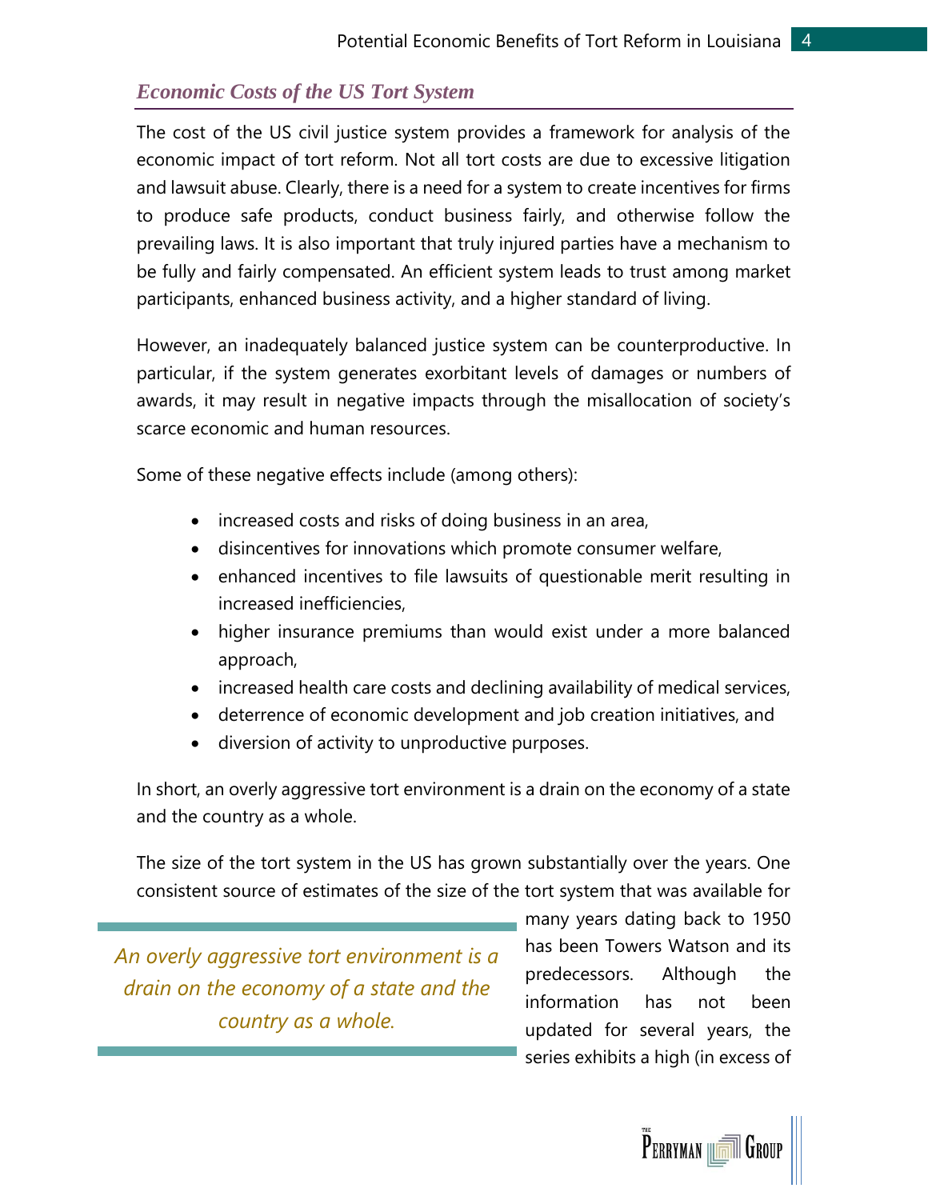## *Economic Costs of the US Tort System*

The cost of the US civil justice system provides a framework for analysis of the economic impact of tort reform. Not all tort costs are due to excessive litigation and lawsuit abuse. Clearly, there is a need for a system to create incentives for firms to produce safe products, conduct business fairly, and otherwise follow the prevailing laws. It is also important that truly injured parties have a mechanism to be fully and fairly compensated. An efficient system leads to trust among market participants, enhanced business activity, and a higher standard of living.

However, an inadequately balanced justice system can be counterproductive. In particular, if the system generates exorbitant levels of damages or numbers of awards, it may result in negative impacts through the misallocation of society's scarce economic and human resources.

Some of these negative effects include (among others):

- increased costs and risks of doing business in an area,
- disincentives for innovations which promote consumer welfare,
- enhanced incentives to file lawsuits of questionable merit resulting in increased inefficiencies,
- higher insurance premiums than would exist under a more balanced approach,
- increased health care costs and declining availability of medical services,
- deterrence of economic development and job creation initiatives, and
- diversion of activity to unproductive purposes.

In short, an overly aggressive tort environment is a drain on the economy of a state and the country as a whole.

The size of the tort system in the US has grown substantially over the years. One consistent source of estimates of the size of the tort system that was available for many years dating back to 1950 has been Towers Watson and its predecessors. Although the information has not been updated for several years, the series exhibits a high (in excess of

> *An overly aggressive tort environment is a drain on the economy of a state and the country as a whole.*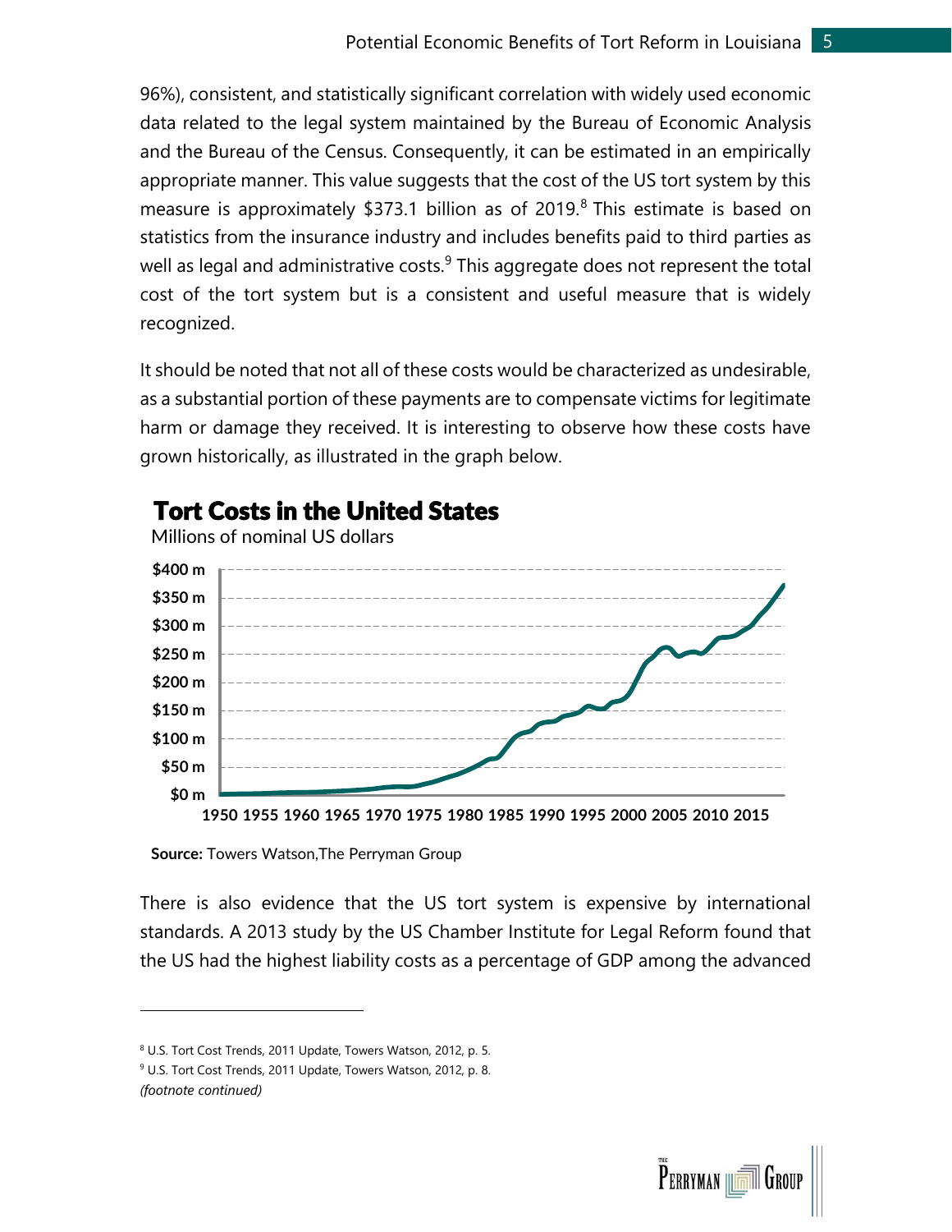96%), consistent, and statistically significant correlation with widely used economic data related to the legal system maintained by the Bureau of Economic Analysis and the Bureau of the Census. Consequently, it can be estimated in an empirically appropriate manner. This value suggests that the cost of the US tort system by this measure is approximately $373.1 billion as of 2019.[8] This estimate is based on statistics from the insurance industry and includes benefits paid to third parties as well as legal and administrative costs.[9] This aggregate does not represent the total cost of the tort system but is a consistent and useful measure that is widely recognized.

It should be noted that not all of these costs would be characterized as undesirable, as a substantial portion of these payments are to compensate victims for legitimate harm or damage they received. It is interesting to observe how these costs have grown historically, as illustrated in the graph below.

**Tort Costs in the United States**

Millions of nominal US dollars

**Source:** Towers Watson,The Perryman Group

There is also evidence that the US tort system is expensive by international standards. A 2013 study by the US Chamber Institute for Legal Reform found that the US had the highest liability costs as a percentage of GDP among the advanced

---

[8] U.S. Tort Cost Trends, 2011 Update, Towers Watson, 2012, p. 5.

[9] U.S. Tort Cost Trends, 2011 Update, Towers Watson, 2012, p. 8.

*(footnote continued)*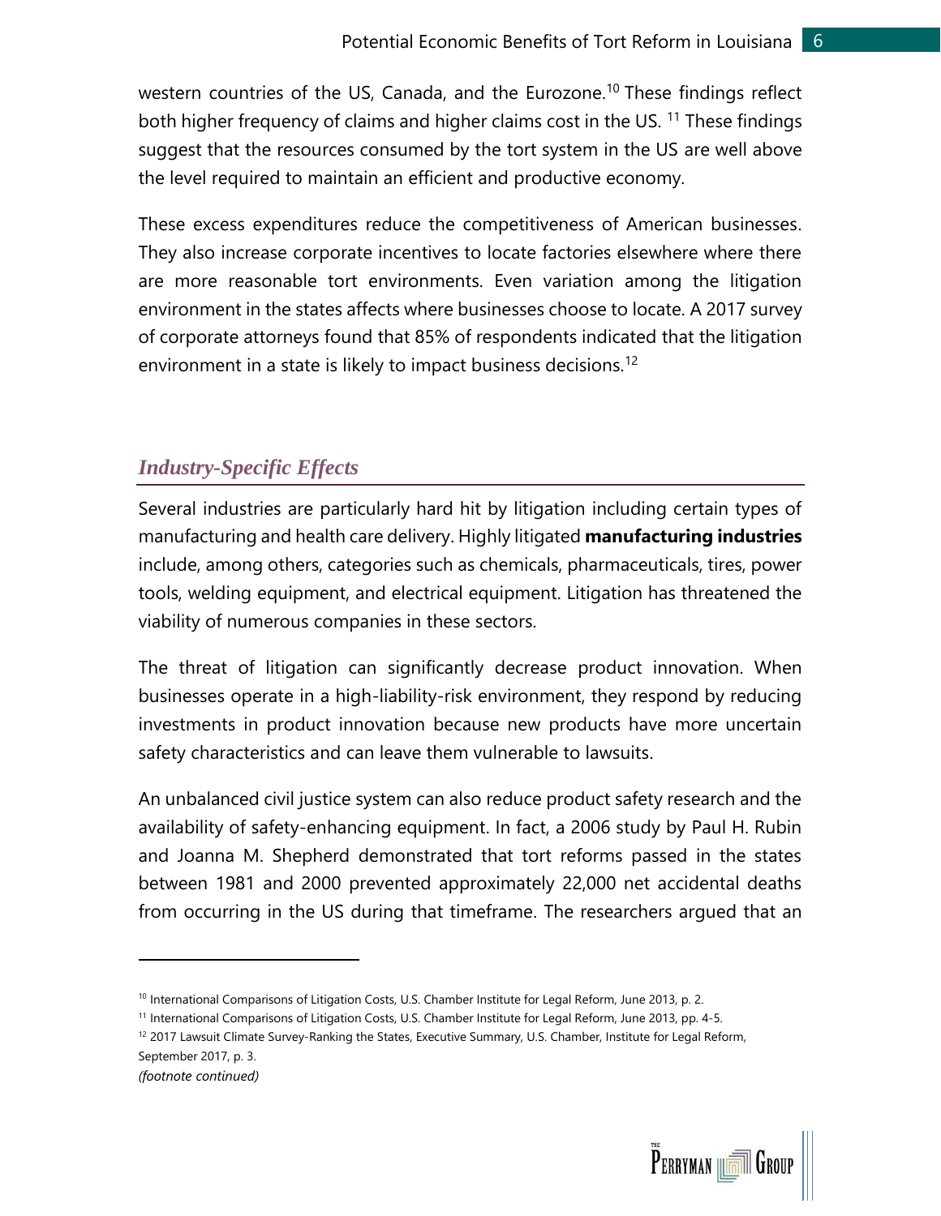western countries of the US, Canada, and the Eurozone.[10] These findings reflect both higher frequency of claims and higher claims cost in the US. [11] These findings suggest that the resources consumed by the tort system in the US are well above the level required to maintain an efficient and productive economy.

These excess expenditures reduce the competitiveness of American businesses. They also increase corporate incentives to locate factories elsewhere where there are more reasonable tort environments. Even variation among the litigation environment in the states affects where businesses choose to locate. A 2017 survey of corporate attorneys found that 85% of respondents indicated that the litigation environment in a state is likely to impact business decisions.[12]

## *Industry-Specific Effects*

Several industries are particularly hard hit by litigation including certain types of manufacturing and health care delivery. Highly litigated **manufacturing industries** include, among others, categories such as chemicals, pharmaceuticals, tires, power tools, welding equipment, and electrical equipment. Litigation has threatened the viability of numerous companies in these sectors.

The threat of litigation can significantly decrease product innovation. When businesses operate in a high-liability-risk environment, they respond by reducing investments in product innovation because new products have more uncertain safety characteristics and can leave them vulnerable to lawsuits.

An unbalanced civil justice system can also reduce product safety research and the availability of safety-enhancing equipment. In fact, a 2006 study by Paul H. Rubin and Joanna M. Shepherd demonstrated that tort reforms passed in the states between 1981 and 2000 prevented approximately 22,000 net accidental deaths from occurring in the US during that timeframe. The researchers argued that an

---

[10] International Comparisons of Litigation Costs, U.S. Chamber Institute for Legal Reform, June 2013, p. 2.

[11] International Comparisons of Litigation Costs, U.S. Chamber Institute for Legal Reform, June 2013, pp. 4-5.

[12] 2017 Lawsuit Climate Survey-Ranking the States, Executive Summary, U.S. Chamber, Institute for Legal Reform, September 2017, p. 3.

*(footnote continued)*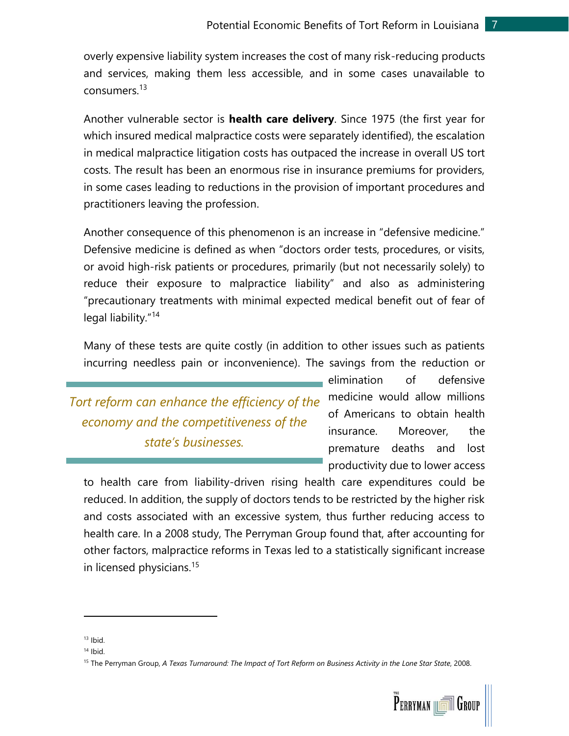overly expensive liability system increases the cost of many risk-reducing products and services, making them less accessible, and in some cases unavailable to consumers.[13]

Another vulnerable sector is **health care delivery**. Since 1975 (the first year for which insured medical malpractice costs were separately identified), the escalation in medical malpractice litigation costs has outpaced the increase in overall US tort costs. The result has been an enormous rise in insurance premiums for providers, in some cases leading to reductions in the provision of important procedures and practitioners leaving the profession.

Another consequence of this phenomenon is an increase in "defensive medicine." Defensive medicine is defined as when "doctors order tests, procedures, or visits, or avoid high-risk patients or procedures, primarily (but not necessarily solely) to reduce their exposure to malpractice liability" and also as administering "precautionary treatments with minimal expected medical benefit out of fear of legal liability."[14]

Many of these tests are quite costly (in addition to other issues such as patients incurring needless pain or inconvenience). The savings from the reduction or elimination of defensive medicine would allow millions of Americans to obtain health insurance. Moreover, the premature deaths and lost productivity due to lower access to health care from liability-driven rising health care expenditures could be reduced. In addition, the supply of doctors tends to be restricted by the higher risk and costs associated with an excessive system, thus further reducing access to health care. In a 2008 study, The Perryman Group found that, after accounting for other factors, malpractice reforms in Texas led to a statistically significant increase in licensed physicians.[15]

*Tort reform can enhance the efficiency of the economy and the competitiveness of the state's businesses.*

---

[13] Ibid.

[14] Ibid.

[15] The Perryman Group, *A Texas Turnaround: The Impact of Tort Reform on Business Activity in the Lone Star State*, 2008.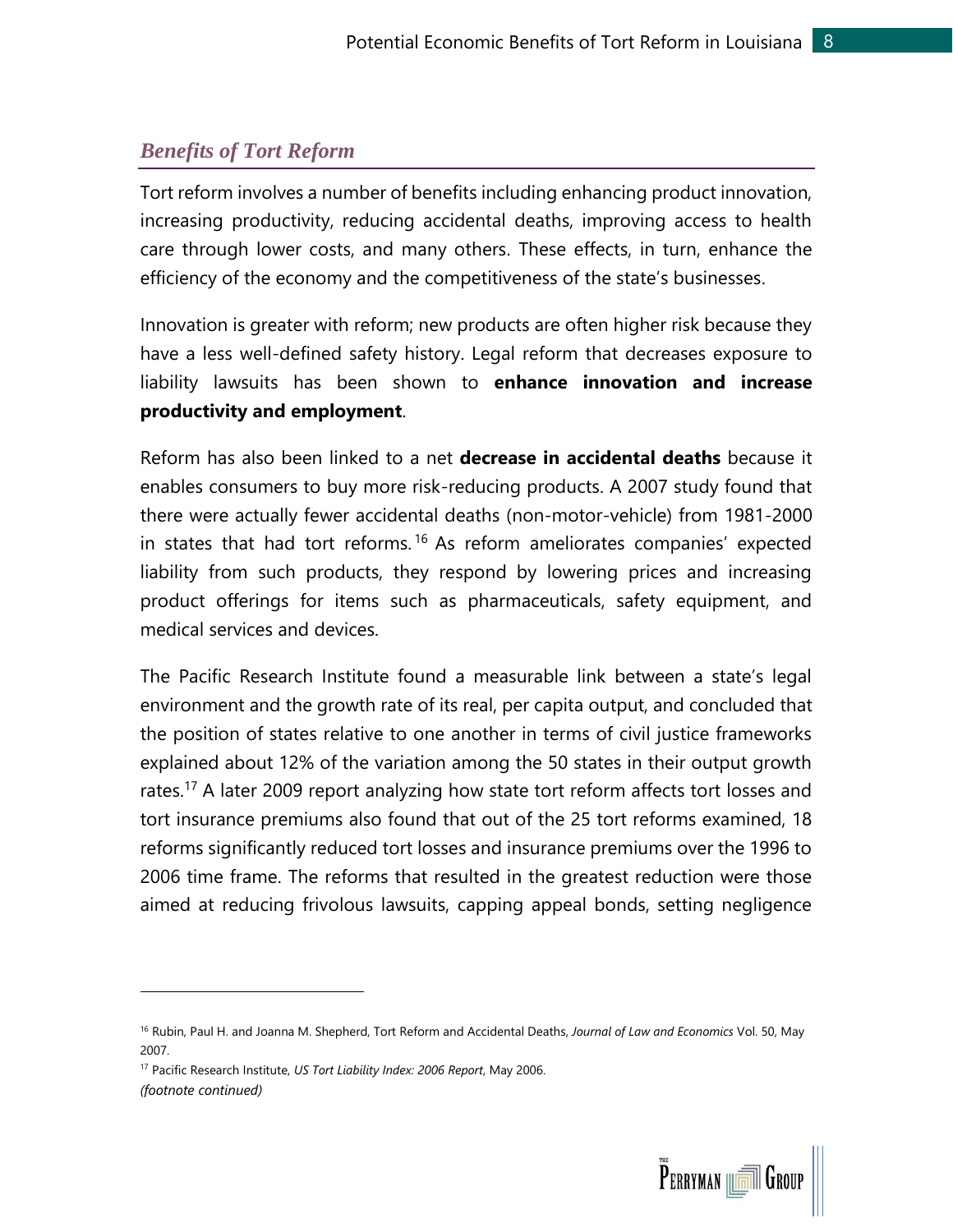## *Benefits of Tort Reform*

Tort reform involves a number of benefits including enhancing product innovation, increasing productivity, reducing accidental deaths, improving access to health care through lower costs, and many others. These effects, in turn, enhance the efficiency of the economy and the competitiveness of the state's businesses.

Innovation is greater with reform; new products are often higher risk because they have a less well-defined safety history. Legal reform that decreases exposure to liability lawsuits has been shown to **enhance innovation and increase productivity and employment**.

Reform has also been linked to a net **decrease in accidental deaths** because it enables consumers to buy more risk-reducing products. A 2007 study found that there were actually fewer accidental deaths (non-motor-vehicle) from 1981-2000 in states that had tort reforms.[16] As reform ameliorates companies' expected liability from such products, they respond by lowering prices and increasing product offerings for items such as pharmaceuticals, safety equipment, and medical services and devices.

The Pacific Research Institute found a measurable link between a state's legal environment and the growth rate of its real, per capita output, and concluded that the position of states relative to one another in terms of civil justice frameworks explained about 12% of the variation among the 50 states in their output growth rates.[17] A later 2009 report analyzing how state tort reform affects tort losses and tort insurance premiums also found that out of the 25 tort reforms examined, 18 reforms significantly reduced tort losses and insurance premiums over the 1996 to 2006 time frame. The reforms that resulted in the greatest reduction were those aimed at reducing frivolous lawsuits, capping appeal bonds, setting negligence

---

[16] Rubin, Paul H. and Joanna M. Shepherd, Tort Reform and Accidental Deaths, *Journal of Law and Economics* Vol. 50, May 2007.

[17] Pacific Research Institute, *US Tort Liability Index: 2006 Report*, May 2006.

*(footnote continued)*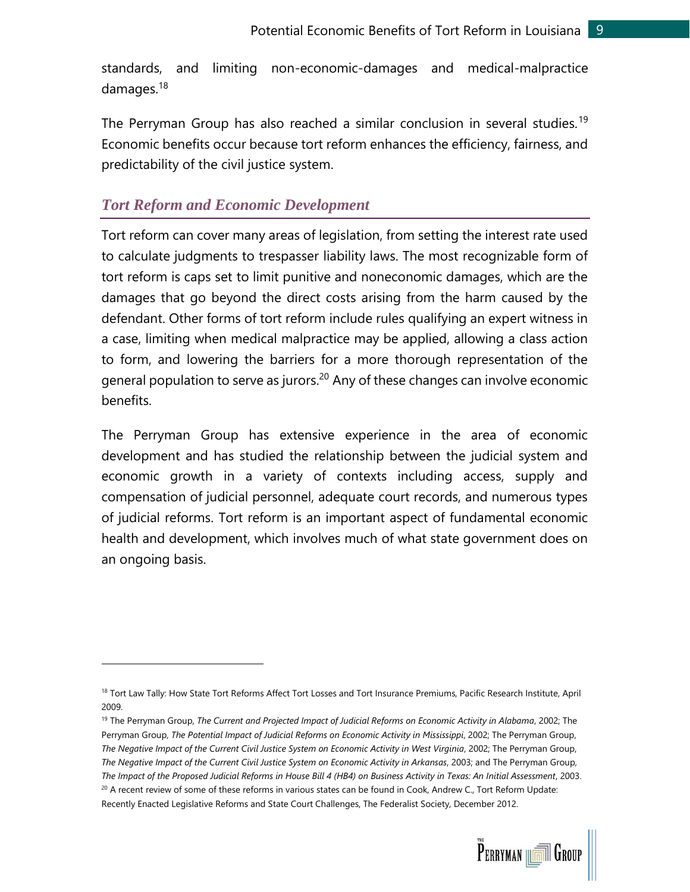standards, and limiting non-economic-damages and medical-malpractice damages.[18]

The Perryman Group has also reached a similar conclusion in several studies.[19] Economic benefits occur because tort reform enhances the efficiency, fairness, and predictability of the civil justice system.

## *Tort Reform and Economic Development*

Tort reform can cover many areas of legislation, from setting the interest rate used to calculate judgments to trespasser liability laws. The most recognizable form of tort reform is caps set to limit punitive and noneconomic damages, which are the damages that go beyond the direct costs arising from the harm caused by the defendant. Other forms of tort reform include rules qualifying an expert witness in a case, limiting when medical malpractice may be applied, allowing a class action to form, and lowering the barriers for a more thorough representation of the general population to serve as jurors.[20] Any of these changes can involve economic benefits.

The Perryman Group has extensive experience in the area of economic development and has studied the relationship between the judicial system and economic growth in a variety of contexts including access, supply and compensation of judicial personnel, adequate court records, and numerous types of judicial reforms. Tort reform is an important aspect of fundamental economic health and development, which involves much of what state government does on an ongoing basis.

---

[18] Tort Law Tally: How State Tort Reforms Affect Tort Losses and Tort Insurance Premiums, Pacific Research Institute, April 2009.

[19] The Perryman Group, *The Current and Projected Impact of Judicial Reforms on Economic Activity in Alabama*, 2002; The Perryman Group, *The Potential Impact of Judicial Reforms on Economic Activity in Mississippi*, 2002; The Perryman Group, *The Negative Impact of the Current Civil Justice System on Economic Activity in West Virginia*, 2002; The Perryman Group, *The Negative Impact of the Current Civil Justice System on Economic Activity in Arkansas*, 2003; and The Perryman Group, *The Impact of the Proposed Judicial Reforms in House Bill 4 (HB4) on Business Activity in Texas: An Initial Assessment*, 2003.

[20] A recent review of some of these reforms in various states can be found in Cook, Andrew C., Tort Reform Update: Recently Enacted Legislative Reforms and State Court Challenges, The Federalist Society, December 2012.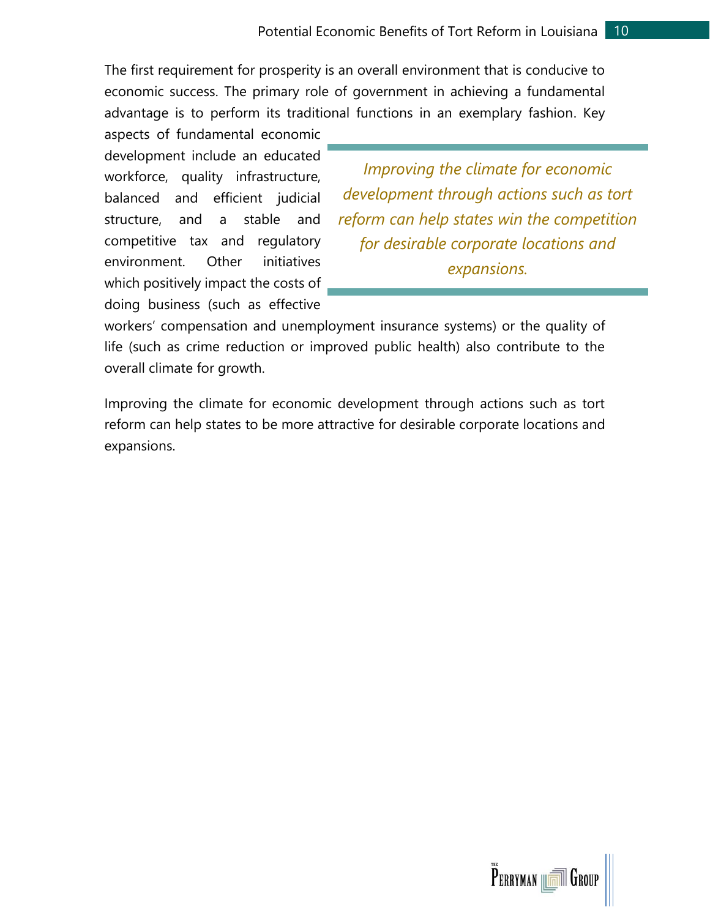The first requirement for prosperity is an overall environment that is conducive to economic success. The primary role of government in achieving a fundamental advantage is to perform its traditional functions in an exemplary fashion. Key aspects of fundamental economic development include an educated workforce, quality infrastructure, balanced and efficient judicial structure, and a stable and competitive tax and regulatory environment. Other initiatives which positively impact the costs of doing business (such as effective workers' compensation and unemployment insurance systems) or the quality of life (such as crime reduction or improved public health) also contribute to the overall climate for growth.

> *Improving the climate for economic development through actions such as tort reform can help states win the competition for desirable corporate locations and expansions.*

Improving the climate for economic development through actions such as tort reform can help states to be more attractive for desirable corporate locations and expansions.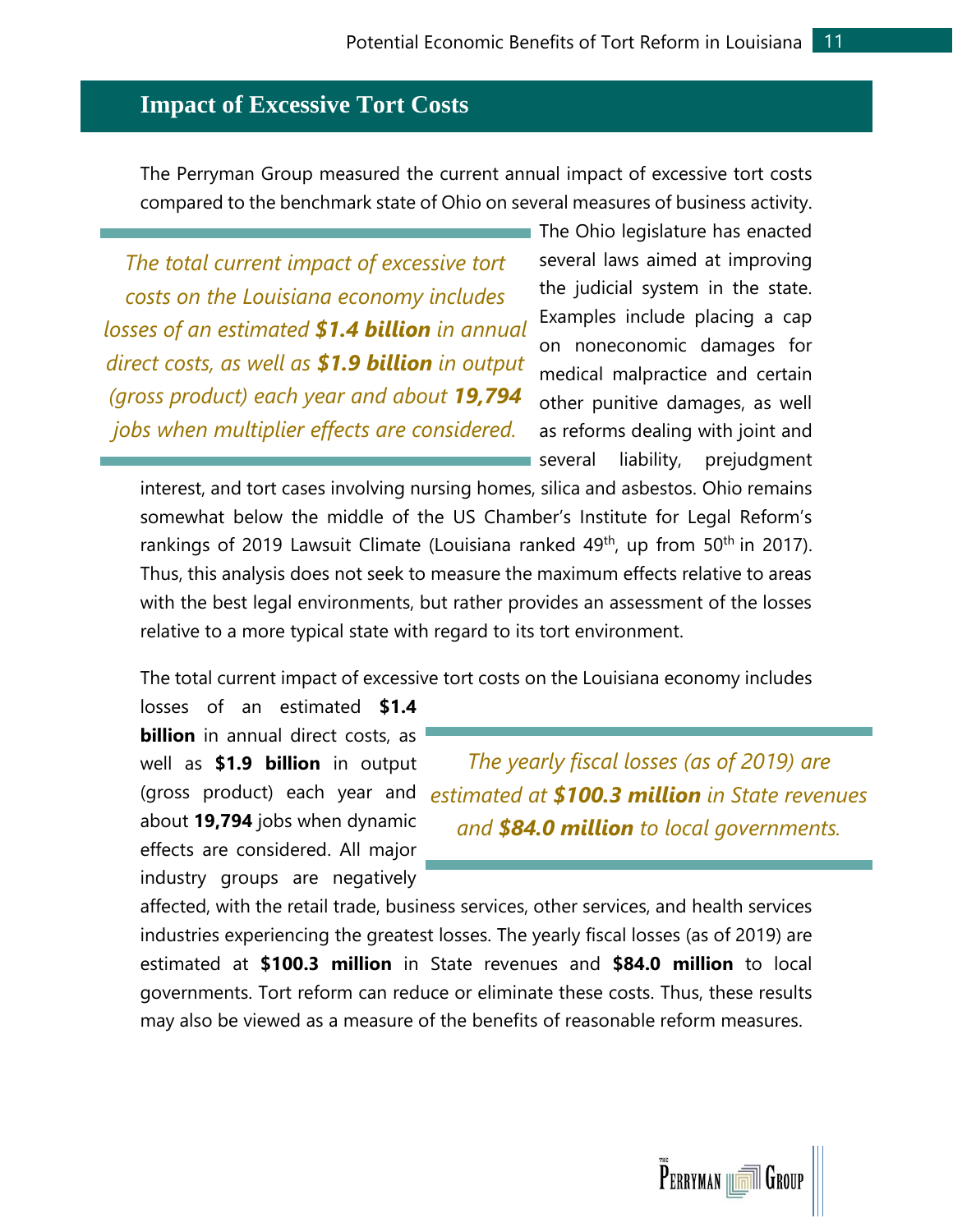## Impact of Excessive Tort Costs

The Perryman Group measured the current annual impact of excessive tort costs compared to the benchmark state of Ohio on several measures of business activity.

> *The total current impact of excessive tort costs on the Louisiana economy includes losses of an estimated **$1.4 billion** in annual direct costs, as well as **$1.9 billion** in output (gross product) each year and about **19,794** jobs when multiplier effects are considered.*

The Ohio legislature has enacted several laws aimed at improving the judicial system in the state. Examples include placing a cap on noneconomic damages for medical malpractice and certain other punitive damages, as well as reforms dealing with joint and several liability, prejudgment interest, and tort cases involving nursing homes, silica and asbestos. Ohio remains somewhat below the middle of the US Chamber's Institute for Legal Reform's rankings of 2019 Lawsuit Climate (Louisiana ranked 49th, up from 50th in 2017). Thus, this analysis does not seek to measure the maximum effects relative to areas with the best legal environments, but rather provides an assessment of the losses relative to a more typical state with regard to its tort environment.

> *The yearly fiscal losses (as of 2019) are estimated at **$100.3 million** in State revenues and **$84.0 million** to local governments.*

The total current impact of excessive tort costs on the Louisiana economy includes losses of an estimated **$1.4 billion** in annual direct costs, as well as **$1.9 billion** in output (gross product) each year and about **19,794** jobs when dynamic effects are considered. All major industry groups are negatively affected, with the retail trade, business services, other services, and health services industries experiencing the greatest losses. The yearly fiscal losses (as of 2019) are estimated at **$100.3 million** in State revenues and **$84.0 million** to local governments. Tort reform can reduce or eliminate these costs. Thus, these results may also be viewed as a measure of the benefits of reasonable reform measures.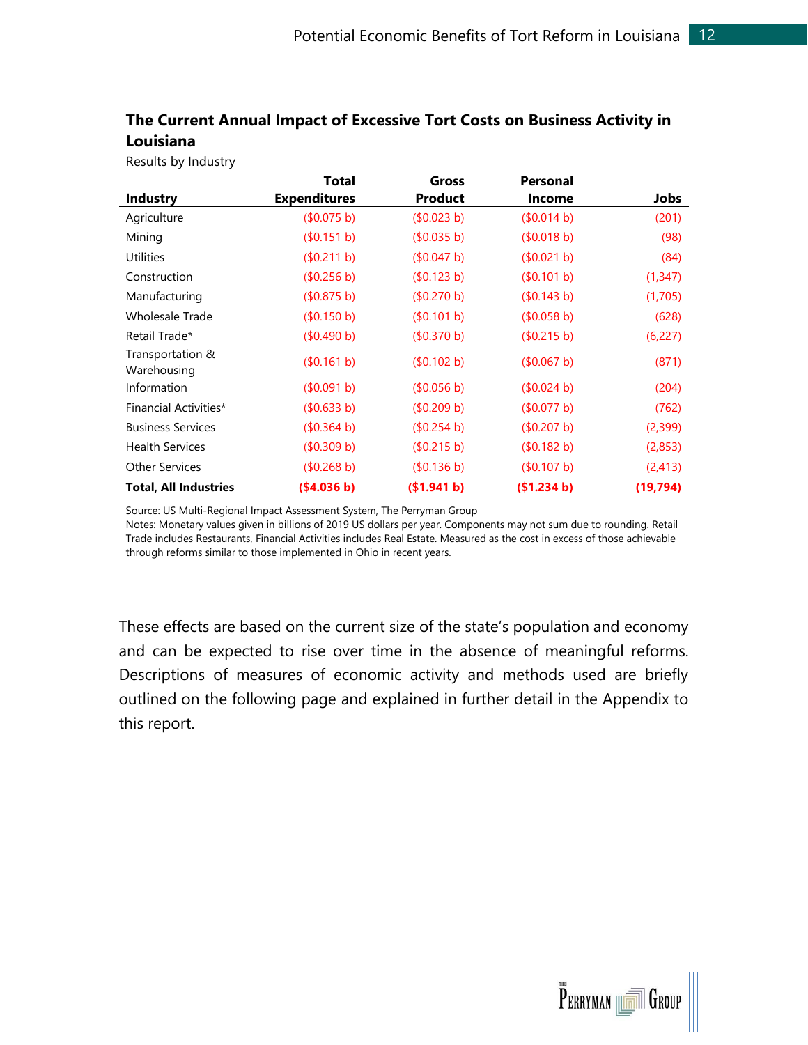**The Current Annual Impact of Excessive Tort Costs on Business Activity in Louisiana**

Results by Industry

| Industry | Total Expenditures | Gross Product | Personal Income | Jobs |
|---|---|---|---|---|
| Agriculture | ($0.075 b) | ($0.023 b) | ($0.014 b) | (201) |
| Mining | ($0.151 b) | ($0.035 b) | ($0.018 b) | (98) |
| Utilities | ($0.211 b) | ($0.047 b) | ($0.021 b) | (84) |
| Construction | ($0.256 b) | ($0.123 b) | ($0.101 b) | (1,347) |
| Manufacturing | ($0.875 b) | ($0.270 b) | ($0.143 b) | (1,705) |
| Wholesale Trade | ($0.150 b) | ($0.101 b) | ($0.058 b) | (628) |
| Retail Trade* | ($0.490 b) | ($0.370 b) | ($0.215 b) | (6,227) |
| Transportation & Warehousing | ($0.161 b) | ($0.102 b) | ($0.067 b) | (871) |
| Information | ($0.091 b) | ($0.056 b) | ($0.024 b) | (204) |
| Financial Activities* | ($0.633 b) | ($0.209 b) | ($0.077 b) | (762) |
| Business Services | ($0.364 b) | ($0.254 b) | ($0.207 b) | (2,399) |
| Health Services | ($0.309 b) | ($0.215 b) | ($0.182 b) | (2,853) |
| Other Services | ($0.268 b) | ($0.136 b) | ($0.107 b) | (2,413) |
| **Total, All Industries** | **($4.036 b)** | **($1.941 b)** | **($1.234 b)** | **(19,794)** |

Source: US Multi-Regional Impact Assessment System, The Perryman Group

Notes: Monetary values given in billions of 2019 US dollars per year. Components may not sum due to rounding. Retail Trade includes Restaurants, Financial Activities includes Real Estate. Measured as the cost in excess of those achievable through reforms similar to those implemented in Ohio in recent years.

These effects are based on the current size of the state's population and economy and can be expected to rise over time in the absence of meaningful reforms. Descriptions of measures of economic activity and methods used are briefly outlined on the following page and explained in further detail in the Appendix to this report.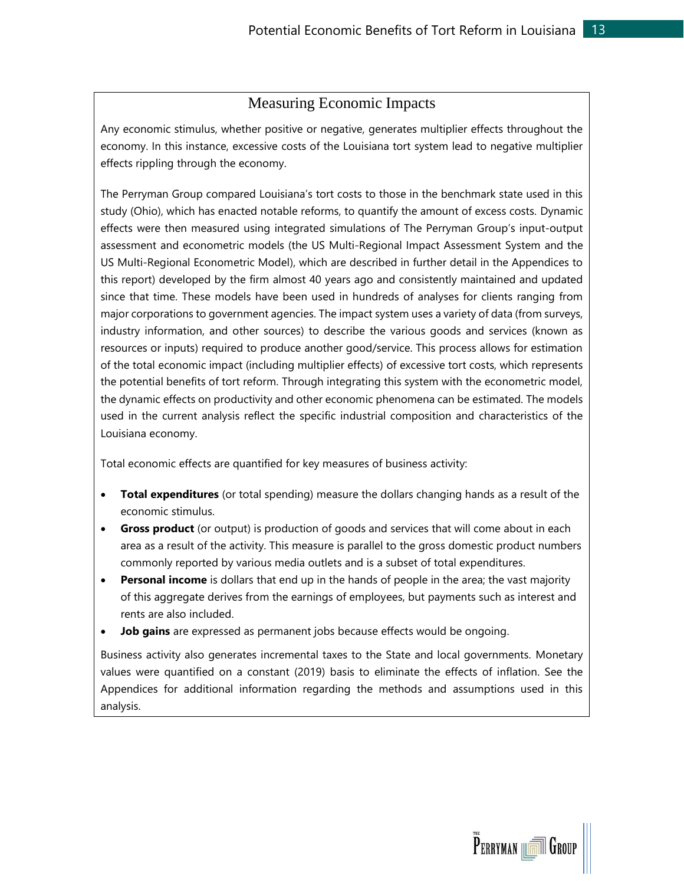## Measuring Economic Impacts

Any economic stimulus, whether positive or negative, generates multiplier effects throughout the economy. In this instance, excessive costs of the Louisiana tort system lead to negative multiplier effects rippling through the economy.

The Perryman Group compared Louisiana's tort costs to those in the benchmark state used in this study (Ohio), which has enacted notable reforms, to quantify the amount of excess costs. Dynamic effects were then measured using integrated simulations of The Perryman Group's input-output assessment and econometric models (the US Multi-Regional Impact Assessment System and the US Multi-Regional Econometric Model), which are described in further detail in the Appendices to this report) developed by the firm almost 40 years ago and consistently maintained and updated since that time. These models have been used in hundreds of analyses for clients ranging from major corporations to government agencies. The impact system uses a variety of data (from surveys, industry information, and other sources) to describe the various goods and services (known as resources or inputs) required to produce another good/service. This process allows for estimation of the total economic impact (including multiplier effects) of excessive tort costs, which represents the potential benefits of tort reform. Through integrating this system with the econometric model, the dynamic effects on productivity and other economic phenomena can be estimated. The models used in the current analysis reflect the specific industrial composition and characteristics of the Louisiana economy.

Total economic effects are quantified for key measures of business activity:

- **Total expenditures** (or total spending) measure the dollars changing hands as a result of the economic stimulus.
- **Gross product** (or output) is production of goods and services that will come about in each area as a result of the activity. This measure is parallel to the gross domestic product numbers commonly reported by various media outlets and is a subset of total expenditures.
- **Personal income** is dollars that end up in the hands of people in the area; the vast majority of this aggregate derives from the earnings of employees, but payments such as interest and rents are also included.
- **Job gains** are expressed as permanent jobs because effects would be ongoing.

Business activity also generates incremental taxes to the State and local governments. Monetary values were quantified on a constant (2019) basis to eliminate the effects of inflation. See the Appendices for additional information regarding the methods and assumptions used in this analysis.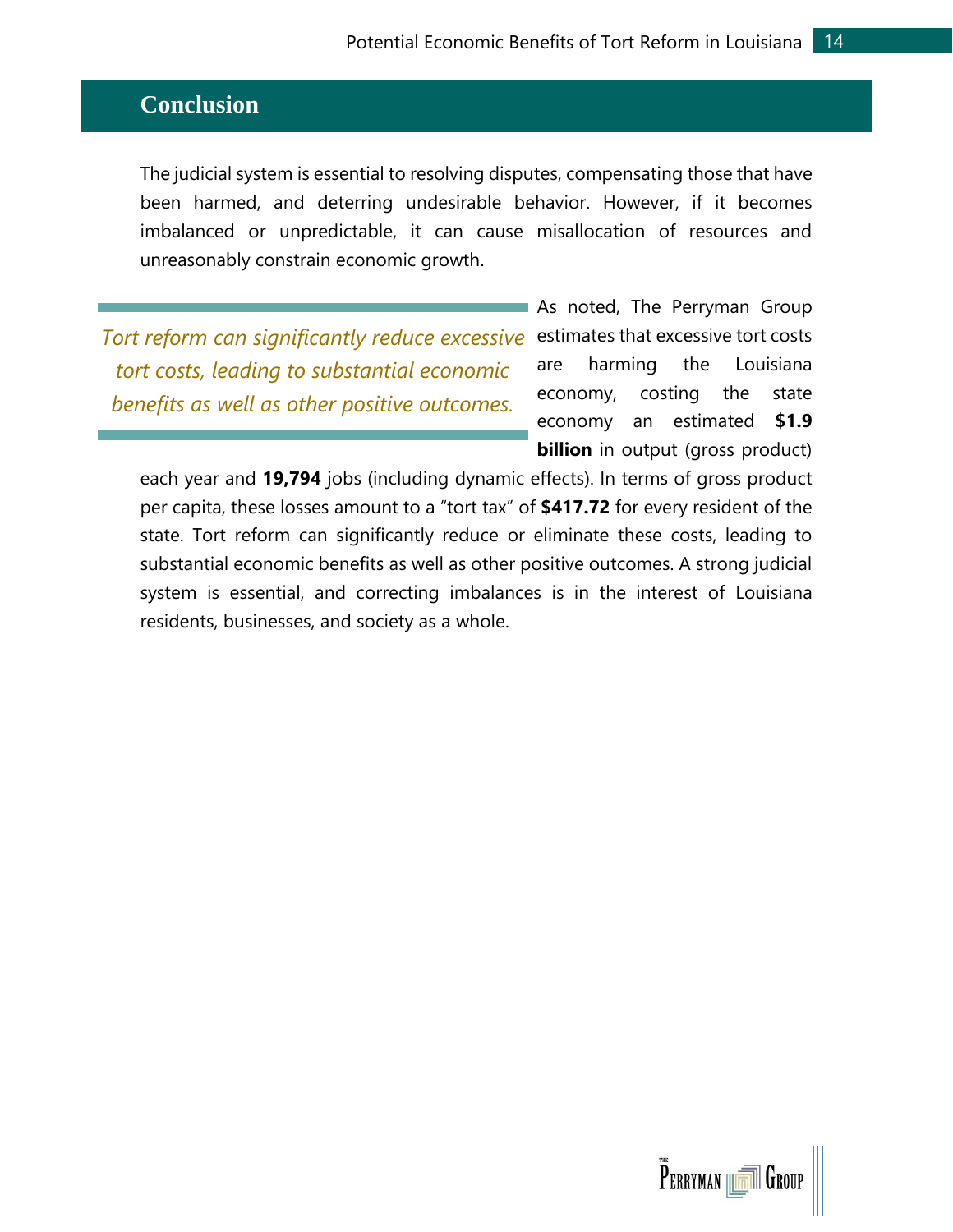# Conclusion

The judicial system is essential to resolving disputes, compensating those that have been harmed, and deterring undesirable behavior. However, if it becomes imbalanced or unpredictable, it can cause misallocation of resources and unreasonably constrain economic growth.

*Tort reform can significantly reduce excessive tort costs, leading to substantial economic benefits as well as other positive outcomes.*

As noted, The Perryman Group estimates that excessive tort costs are harming the Louisiana economy, costing the state economy an estimated **$1.9 billion** in output (gross product) each year and **19,794** jobs (including dynamic effects). In terms of gross product per capita, these losses amount to a "tort tax" of **$417.72** for every resident of the state. Tort reform can significantly reduce or eliminate these costs, leading to substantial economic benefits as well as other positive outcomes. A strong judicial system is essential, and correcting imbalances is in the interest of Louisiana residents, businesses, and society as a whole.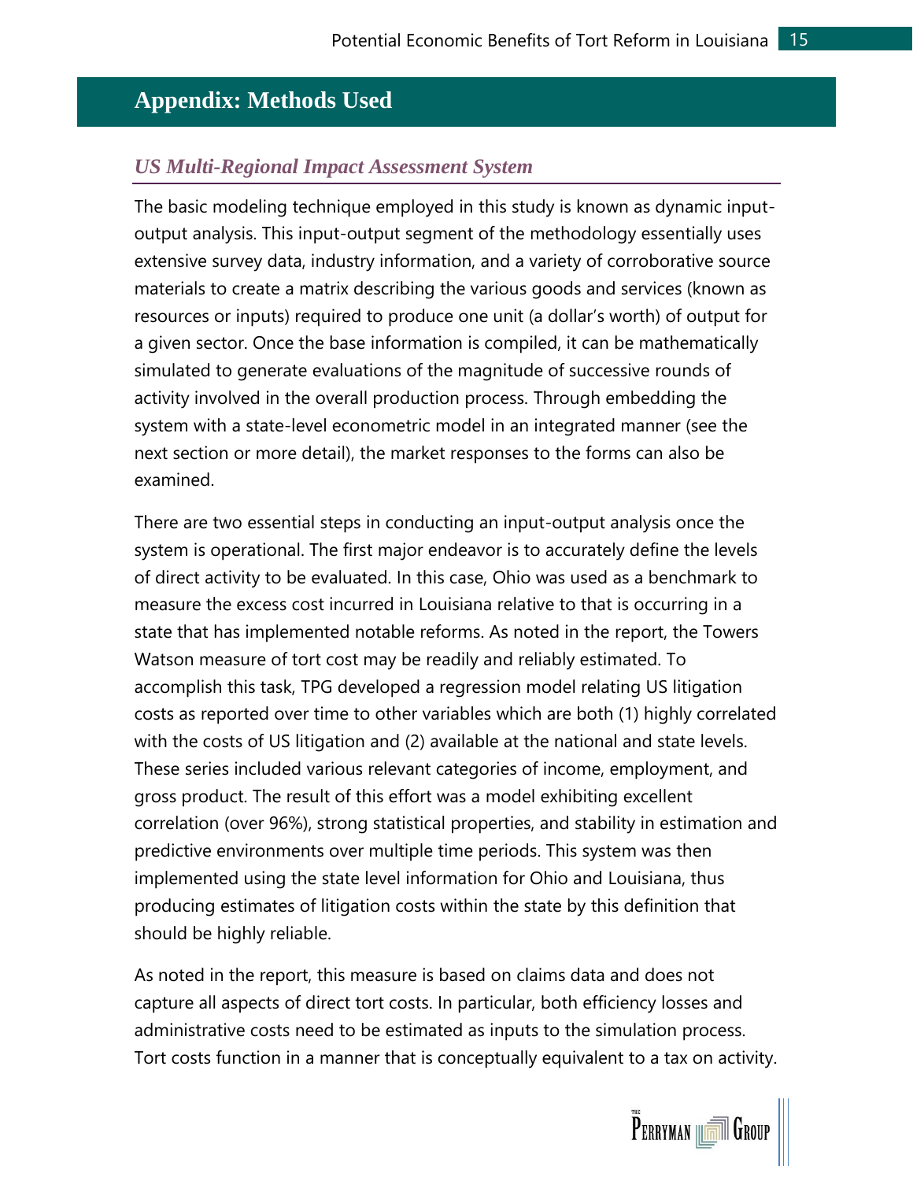# Appendix: Methods Used

## *US Multi-Regional Impact Assessment System*

The basic modeling technique employed in this study is known as dynamic input-output analysis. This input-output segment of the methodology essentially uses extensive survey data, industry information, and a variety of corroborative source materials to create a matrix describing the various goods and services (known as resources or inputs) required to produce one unit (a dollar's worth) of output for a given sector. Once the base information is compiled, it can be mathematically simulated to generate evaluations of the magnitude of successive rounds of activity involved in the overall production process. Through embedding the system with a state-level econometric model in an integrated manner (see the next section or more detail), the market responses to the forms can also be examined.

There are two essential steps in conducting an input-output analysis once the system is operational. The first major endeavor is to accurately define the levels of direct activity to be evaluated. In this case, Ohio was used as a benchmark to measure the excess cost incurred in Louisiana relative to that is occurring in a state that has implemented notable reforms. As noted in the report, the Towers Watson measure of tort cost may be readily and reliably estimated. To accomplish this task, TPG developed a regression model relating US litigation costs as reported over time to other variables which are both (1) highly correlated with the costs of US litigation and (2) available at the national and state levels. These series included various relevant categories of income, employment, and gross product. The result of this effort was a model exhibiting excellent correlation (over 96%), strong statistical properties, and stability in estimation and predictive environments over multiple time periods. This system was then implemented using the state level information for Ohio and Louisiana, thus producing estimates of litigation costs within the state by this definition that should be highly reliable.

As noted in the report, this measure is based on claims data and does not capture all aspects of direct tort costs. In particular, both efficiency losses and administrative costs need to be estimated as inputs to the simulation process. Tort costs function in a manner that is conceptually equivalent to a tax on activity.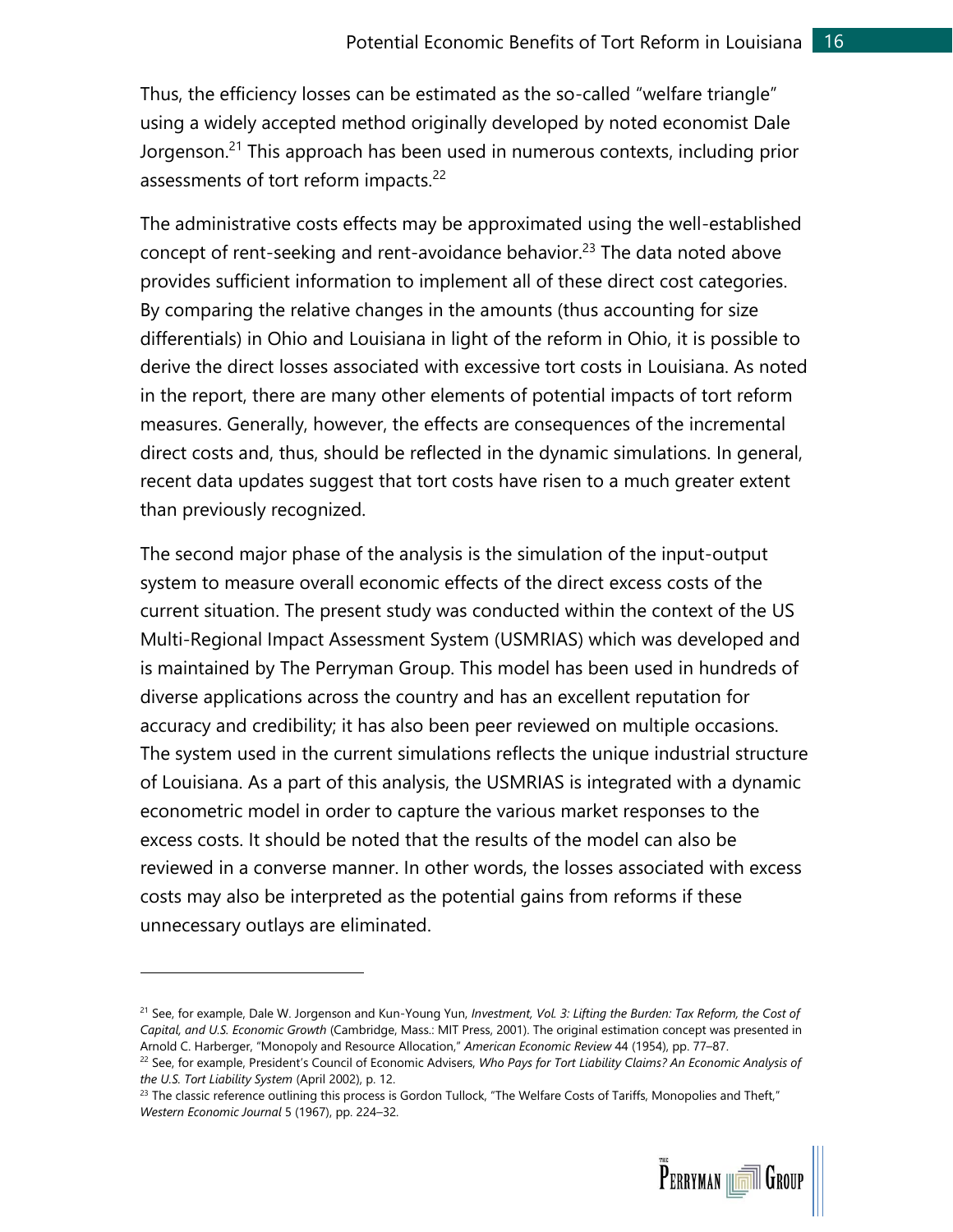Thus, the efficiency losses can be estimated as the so-called "welfare triangle" using a widely accepted method originally developed by noted economist Dale Jorgenson.[21] This approach has been used in numerous contexts, including prior assessments of tort reform impacts.[22]

The administrative costs effects may be approximated using the well-established concept of rent-seeking and rent-avoidance behavior.[23] The data noted above provides sufficient information to implement all of these direct cost categories. By comparing the relative changes in the amounts (thus accounting for size differentials) in Ohio and Louisiana in light of the reform in Ohio, it is possible to derive the direct losses associated with excessive tort costs in Louisiana. As noted in the report, there are many other elements of potential impacts of tort reform measures. Generally, however, the effects are consequences of the incremental direct costs and, thus, should be reflected in the dynamic simulations. In general, recent data updates suggest that tort costs have risen to a much greater extent than previously recognized.

The second major phase of the analysis is the simulation of the input-output system to measure overall economic effects of the direct excess costs of the current situation. The present study was conducted within the context of the US Multi-Regional Impact Assessment System (USMRIAS) which was developed and is maintained by The Perryman Group. This model has been used in hundreds of diverse applications across the country and has an excellent reputation for accuracy and credibility; it has also been peer reviewed on multiple occasions. The system used in the current simulations reflects the unique industrial structure of Louisiana. As a part of this analysis, the USMRIAS is integrated with a dynamic econometric model in order to capture the various market responses to the excess costs. It should be noted that the results of the model can also be reviewed in a converse manner. In other words, the losses associated with excess costs may also be interpreted as the potential gains from reforms if these unnecessary outlays are eliminated.

---

[21] See, for example, Dale W. Jorgenson and Kun-Young Yun, *Investment, Vol. 3: Lifting the Burden: Tax Reform, the Cost of Capital, and U.S. Economic Growth* (Cambridge, Mass.: MIT Press, 2001). The original estimation concept was presented in Arnold C. Harberger, "Monopoly and Resource Allocation," *American Economic Review* 44 (1954), pp. 77–87.

[22] See, for example, President's Council of Economic Advisers, *Who Pays for Tort Liability Claims? An Economic Analysis of the U.S. Tort Liability System* (April 2002), p. 12.

[23] The classic reference outlining this process is Gordon Tullock, "The Welfare Costs of Tariffs, Monopolies and Theft," *Western Economic Journal* 5 (1967), pp. 224–32.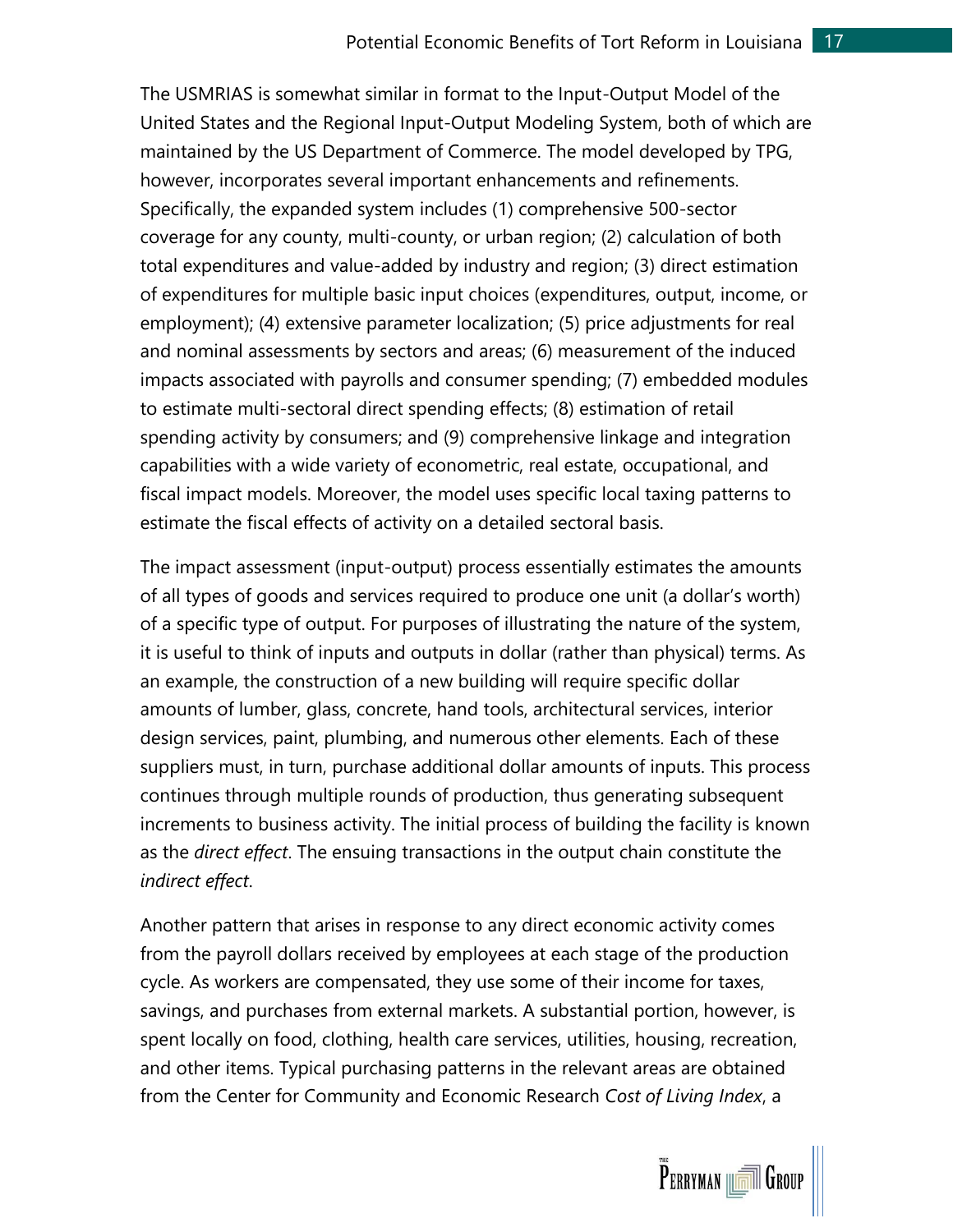The USMRIAS is somewhat similar in format to the Input-Output Model of the United States and the Regional Input-Output Modeling System, both of which are maintained by the US Department of Commerce. The model developed by TPG, however, incorporates several important enhancements and refinements. Specifically, the expanded system includes (1) comprehensive 500-sector coverage for any county, multi-county, or urban region; (2) calculation of both total expenditures and value-added by industry and region; (3) direct estimation of expenditures for multiple basic input choices (expenditures, output, income, or employment); (4) extensive parameter localization; (5) price adjustments for real and nominal assessments by sectors and areas; (6) measurement of the induced impacts associated with payrolls and consumer spending; (7) embedded modules to estimate multi-sectoral direct spending effects; (8) estimation of retail spending activity by consumers; and (9) comprehensive linkage and integration capabilities with a wide variety of econometric, real estate, occupational, and fiscal impact models. Moreover, the model uses specific local taxing patterns to estimate the fiscal effects of activity on a detailed sectoral basis.

The impact assessment (input-output) process essentially estimates the amounts of all types of goods and services required to produce one unit (a dollar's worth) of a specific type of output. For purposes of illustrating the nature of the system, it is useful to think of inputs and outputs in dollar (rather than physical) terms. As an example, the construction of a new building will require specific dollar amounts of lumber, glass, concrete, hand tools, architectural services, interior design services, paint, plumbing, and numerous other elements. Each of these suppliers must, in turn, purchase additional dollar amounts of inputs. This process continues through multiple rounds of production, thus generating subsequent increments to business activity. The initial process of building the facility is known as the *direct effect*. The ensuing transactions in the output chain constitute the *indirect effect*.

Another pattern that arises in response to any direct economic activity comes from the payroll dollars received by employees at each stage of the production cycle. As workers are compensated, they use some of their income for taxes, savings, and purchases from external markets. A substantial portion, however, is spent locally on food, clothing, health care services, utilities, housing, recreation, and other items. Typical purchasing patterns in the relevant areas are obtained from the Center for Community and Economic Research *Cost of Living Index*, a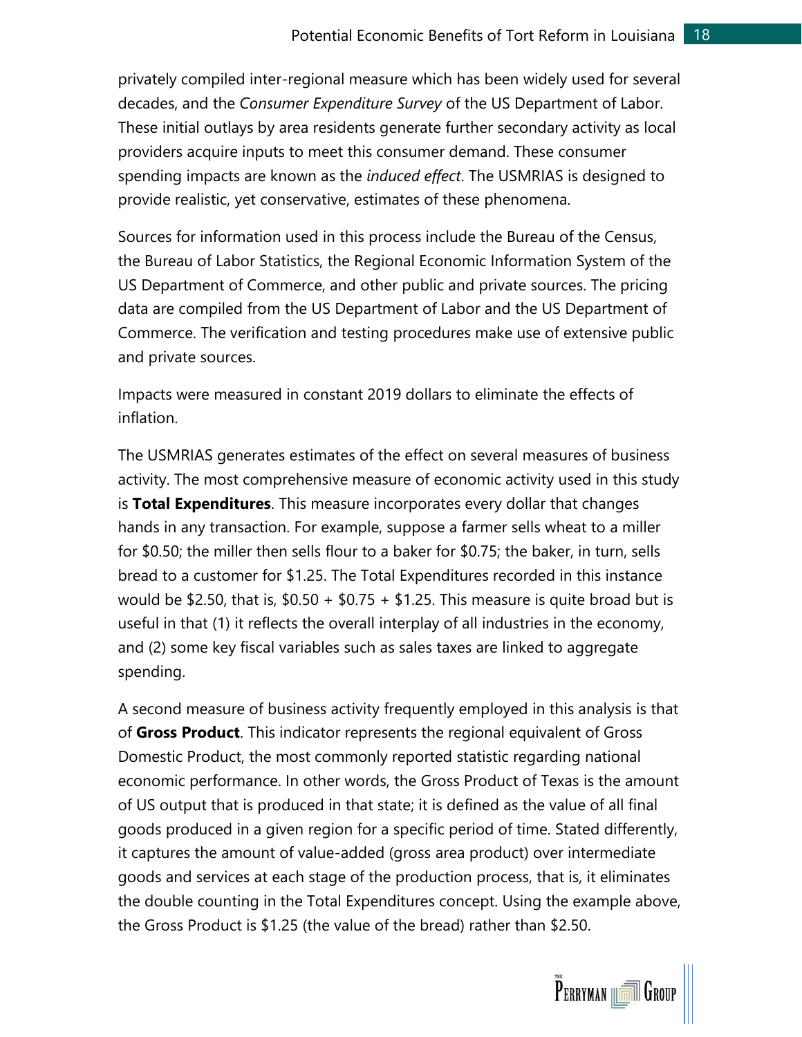privately compiled inter-regional measure which has been widely used for several decades, and the *Consumer Expenditure Survey* of the US Department of Labor. These initial outlays by area residents generate further secondary activity as local providers acquire inputs to meet this consumer demand. These consumer spending impacts are known as the *induced effect*. The USMRIAS is designed to provide realistic, yet conservative, estimates of these phenomena.

Sources for information used in this process include the Bureau of the Census, the Bureau of Labor Statistics, the Regional Economic Information System of the US Department of Commerce, and other public and private sources. The pricing data are compiled from the US Department of Labor and the US Department of Commerce. The verification and testing procedures make use of extensive public and private sources.

Impacts were measured in constant 2019 dollars to eliminate the effects of inflation.

The USMRIAS generates estimates of the effect on several measures of business activity. The most comprehensive measure of economic activity used in this study is **Total Expenditures**. This measure incorporates every dollar that changes hands in any transaction. For example, suppose a farmer sells wheat to a miller for $0.50; the miller then sells flour to a baker for $0.75; the baker, in turn, sells bread to a customer for $1.25. The Total Expenditures recorded in this instance would be $2.50, that is, $0.50 + $0.75 + $1.25. This measure is quite broad but is useful in that (1) it reflects the overall interplay of all industries in the economy, and (2) some key fiscal variables such as sales taxes are linked to aggregate spending.

A second measure of business activity frequently employed in this analysis is that of **Gross Product**. This indicator represents the regional equivalent of Gross Domestic Product, the most commonly reported statistic regarding national economic performance. In other words, the Gross Product of Texas is the amount of US output that is produced in that state; it is defined as the value of all final goods produced in a given region for a specific period of time. Stated differently, it captures the amount of value-added (gross area product) over intermediate goods and services at each stage of the production process, that is, it eliminates the double counting in the Total Expenditures concept. Using the example above, the Gross Product is $1.25 (the value of the bread) rather than $2.50.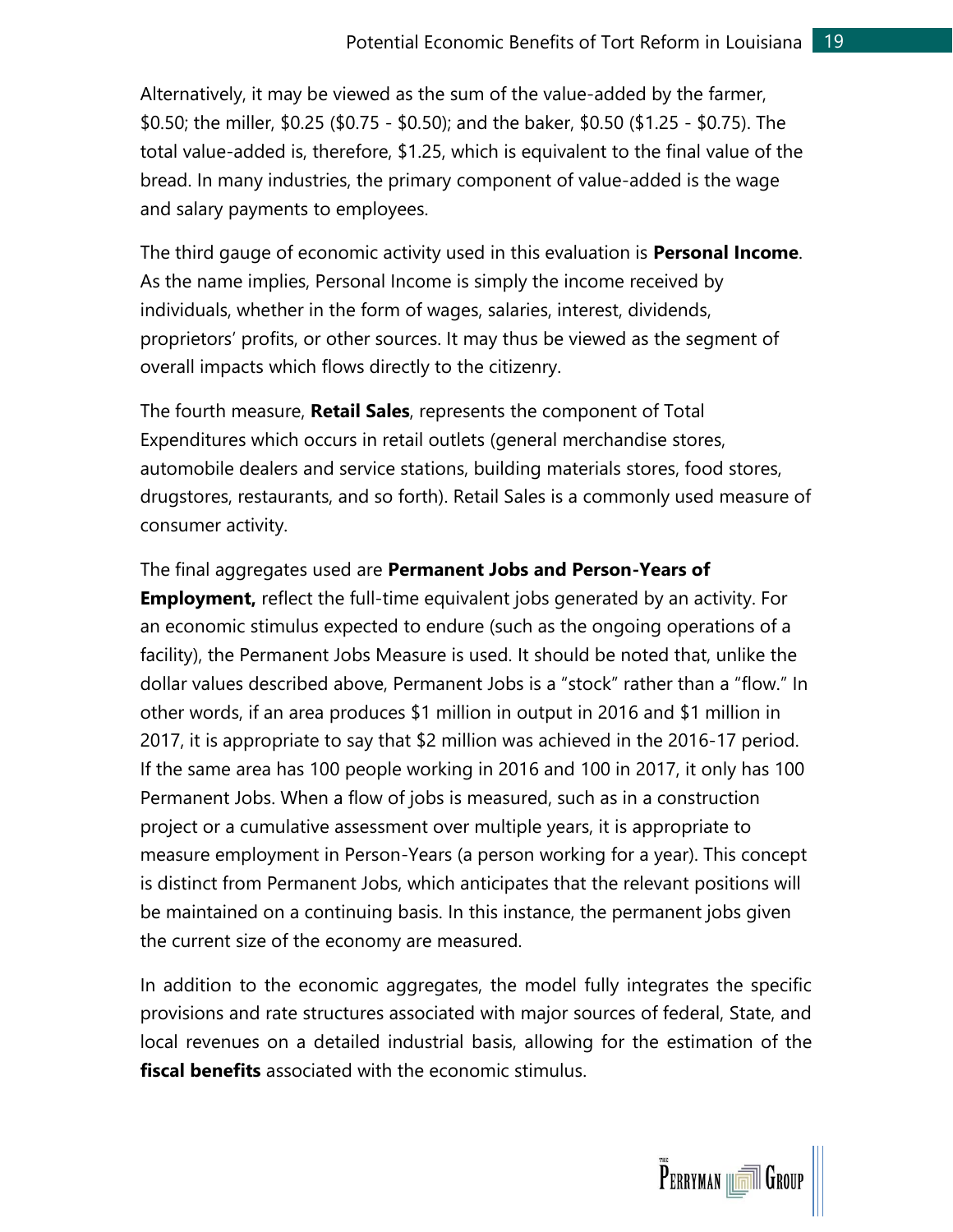Alternatively, it may be viewed as the sum of the value-added by the farmer, $0.50; the miller, $0.25 ($0.75 - $0.50); and the baker, $0.50 ($1.25 - $0.75). The total value-added is, therefore, $1.25, which is equivalent to the final value of the bread. In many industries, the primary component of value-added is the wage and salary payments to employees.

The third gauge of economic activity used in this evaluation is **Personal Income**. As the name implies, Personal Income is simply the income received by individuals, whether in the form of wages, salaries, interest, dividends, proprietors' profits, or other sources. It may thus be viewed as the segment of overall impacts which flows directly to the citizenry.

The fourth measure, **Retail Sales**, represents the component of Total Expenditures which occurs in retail outlets (general merchandise stores, automobile dealers and service stations, building materials stores, food stores, drugstores, restaurants, and so forth). Retail Sales is a commonly used measure of consumer activity.

The final aggregates used are **Permanent Jobs and Person-Years of Employment,** reflect the full-time equivalent jobs generated by an activity. For an economic stimulus expected to endure (such as the ongoing operations of a facility), the Permanent Jobs Measure is used. It should be noted that, unlike the dollar values described above, Permanent Jobs is a "stock" rather than a "flow." In other words, if an area produces $1 million in output in 2016 and $1 million in 2017, it is appropriate to say that $2 million was achieved in the 2016-17 period. If the same area has 100 people working in 2016 and 100 in 2017, it only has 100 Permanent Jobs. When a flow of jobs is measured, such as in a construction project or a cumulative assessment over multiple years, it is appropriate to measure employment in Person-Years (a person working for a year). This concept is distinct from Permanent Jobs, which anticipates that the relevant positions will be maintained on a continuing basis. In this instance, the permanent jobs given the current size of the economy are measured.

In addition to the economic aggregates, the model fully integrates the specific provisions and rate structures associated with major sources of federal, State, and local revenues on a detailed industrial basis, allowing for the estimation of the **fiscal benefits** associated with the economic stimulus.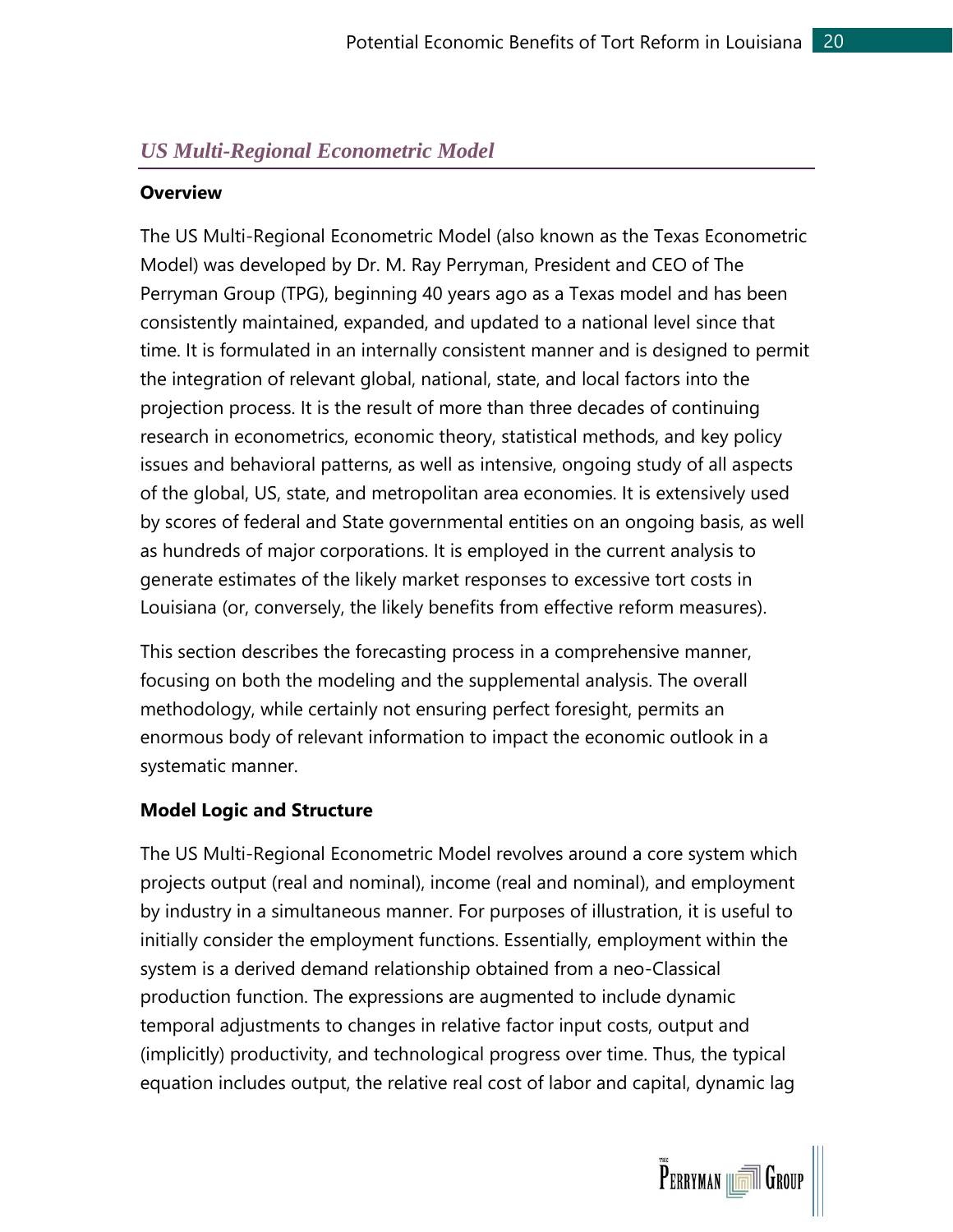## *US Multi-Regional Econometric Model*

**Overview**

The US Multi-Regional Econometric Model (also known as the Texas Econometric Model) was developed by Dr. M. Ray Perryman, President and CEO of The Perryman Group (TPG), beginning 40 years ago as a Texas model and has been consistently maintained, expanded, and updated to a national level since that time. It is formulated in an internally consistent manner and is designed to permit the integration of relevant global, national, state, and local factors into the projection process. It is the result of more than three decades of continuing research in econometrics, economic theory, statistical methods, and key policy issues and behavioral patterns, as well as intensive, ongoing study of all aspects of the global, US, state, and metropolitan area economies. It is extensively used by scores of federal and State governmental entities on an ongoing basis, as well as hundreds of major corporations. It is employed in the current analysis to generate estimates of the likely market responses to excessive tort costs in Louisiana (or, conversely, the likely benefits from effective reform measures).

This section describes the forecasting process in a comprehensive manner, focusing on both the modeling and the supplemental analysis. The overall methodology, while certainly not ensuring perfect foresight, permits an enormous body of relevant information to impact the economic outlook in a systematic manner.

**Model Logic and Structure**

The US Multi-Regional Econometric Model revolves around a core system which projects output (real and nominal), income (real and nominal), and employment by industry in a simultaneous manner. For purposes of illustration, it is useful to initially consider the employment functions. Essentially, employment within the system is a derived demand relationship obtained from a neo-Classical production function. The expressions are augmented to include dynamic temporal adjustments to changes in relative factor input costs, output and (implicitly) productivity, and technological progress over time. Thus, the typical equation includes output, the relative real cost of labor and capital, dynamic lag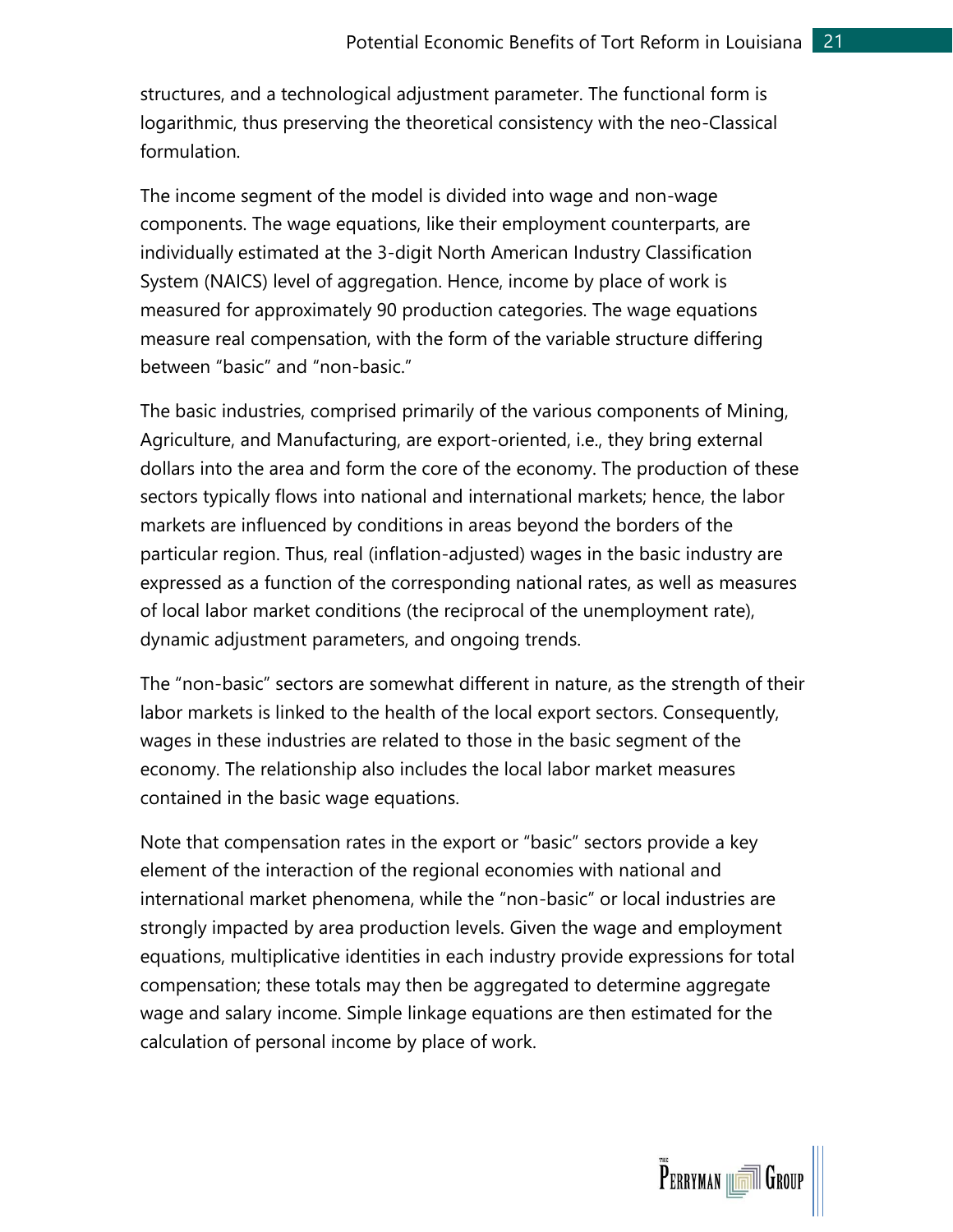structures, and a technological adjustment parameter. The functional form is logarithmic, thus preserving the theoretical consistency with the neo-Classical formulation.

The income segment of the model is divided into wage and non-wage components. The wage equations, like their employment counterparts, are individually estimated at the 3-digit North American Industry Classification System (NAICS) level of aggregation. Hence, income by place of work is measured for approximately 90 production categories. The wage equations measure real compensation, with the form of the variable structure differing between "basic" and "non-basic."

The basic industries, comprised primarily of the various components of Mining, Agriculture, and Manufacturing, are export-oriented, i.e., they bring external dollars into the area and form the core of the economy. The production of these sectors typically flows into national and international markets; hence, the labor markets are influenced by conditions in areas beyond the borders of the particular region. Thus, real (inflation-adjusted) wages in the basic industry are expressed as a function of the corresponding national rates, as well as measures of local labor market conditions (the reciprocal of the unemployment rate), dynamic adjustment parameters, and ongoing trends.

The "non-basic" sectors are somewhat different in nature, as the strength of their labor markets is linked to the health of the local export sectors. Consequently, wages in these industries are related to those in the basic segment of the economy. The relationship also includes the local labor market measures contained in the basic wage equations.

Note that compensation rates in the export or "basic" sectors provide a key element of the interaction of the regional economies with national and international market phenomena, while the "non-basic" or local industries are strongly impacted by area production levels. Given the wage and employment equations, multiplicative identities in each industry provide expressions for total compensation; these totals may then be aggregated to determine aggregate wage and salary income. Simple linkage equations are then estimated for the calculation of personal income by place of work.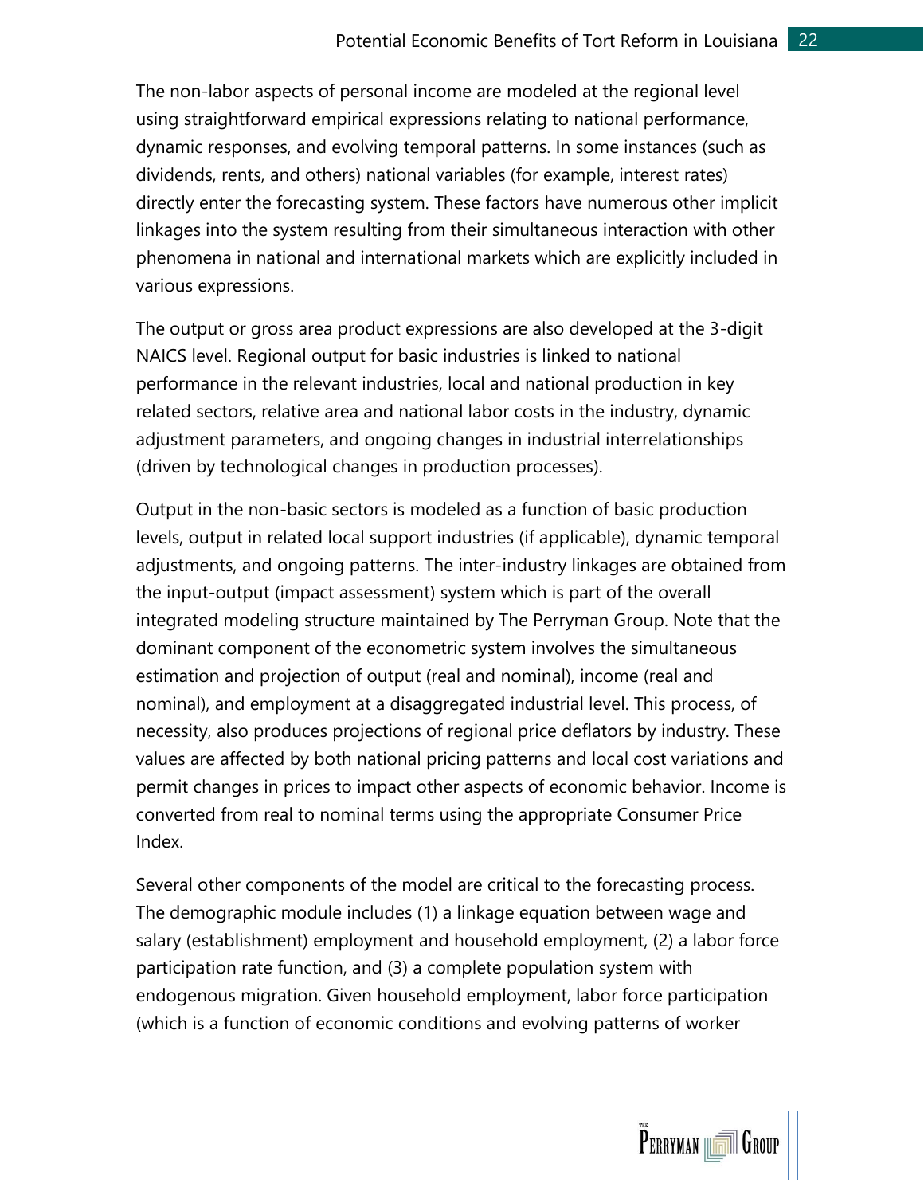The non-labor aspects of personal income are modeled at the regional level using straightforward empirical expressions relating to national performance, dynamic responses, and evolving temporal patterns. In some instances (such as dividends, rents, and others) national variables (for example, interest rates) directly enter the forecasting system. These factors have numerous other implicit linkages into the system resulting from their simultaneous interaction with other phenomena in national and international markets which are explicitly included in various expressions.

The output or gross area product expressions are also developed at the 3-digit NAICS level. Regional output for basic industries is linked to national performance in the relevant industries, local and national production in key related sectors, relative area and national labor costs in the industry, dynamic adjustment parameters, and ongoing changes in industrial interrelationships (driven by technological changes in production processes).

Output in the non-basic sectors is modeled as a function of basic production levels, output in related local support industries (if applicable), dynamic temporal adjustments, and ongoing patterns. The inter-industry linkages are obtained from the input-output (impact assessment) system which is part of the overall integrated modeling structure maintained by The Perryman Group. Note that the dominant component of the econometric system involves the simultaneous estimation and projection of output (real and nominal), income (real and nominal), and employment at a disaggregated industrial level. This process, of necessity, also produces projections of regional price deflators by industry. These values are affected by both national pricing patterns and local cost variations and permit changes in prices to impact other aspects of economic behavior. Income is converted from real to nominal terms using the appropriate Consumer Price Index.

Several other components of the model are critical to the forecasting process. The demographic module includes (1) a linkage equation between wage and salary (establishment) employment and household employment, (2) a labor force participation rate function, and (3) a complete population system with endogenous migration. Given household employment, labor force participation (which is a function of economic conditions and evolving patterns of worker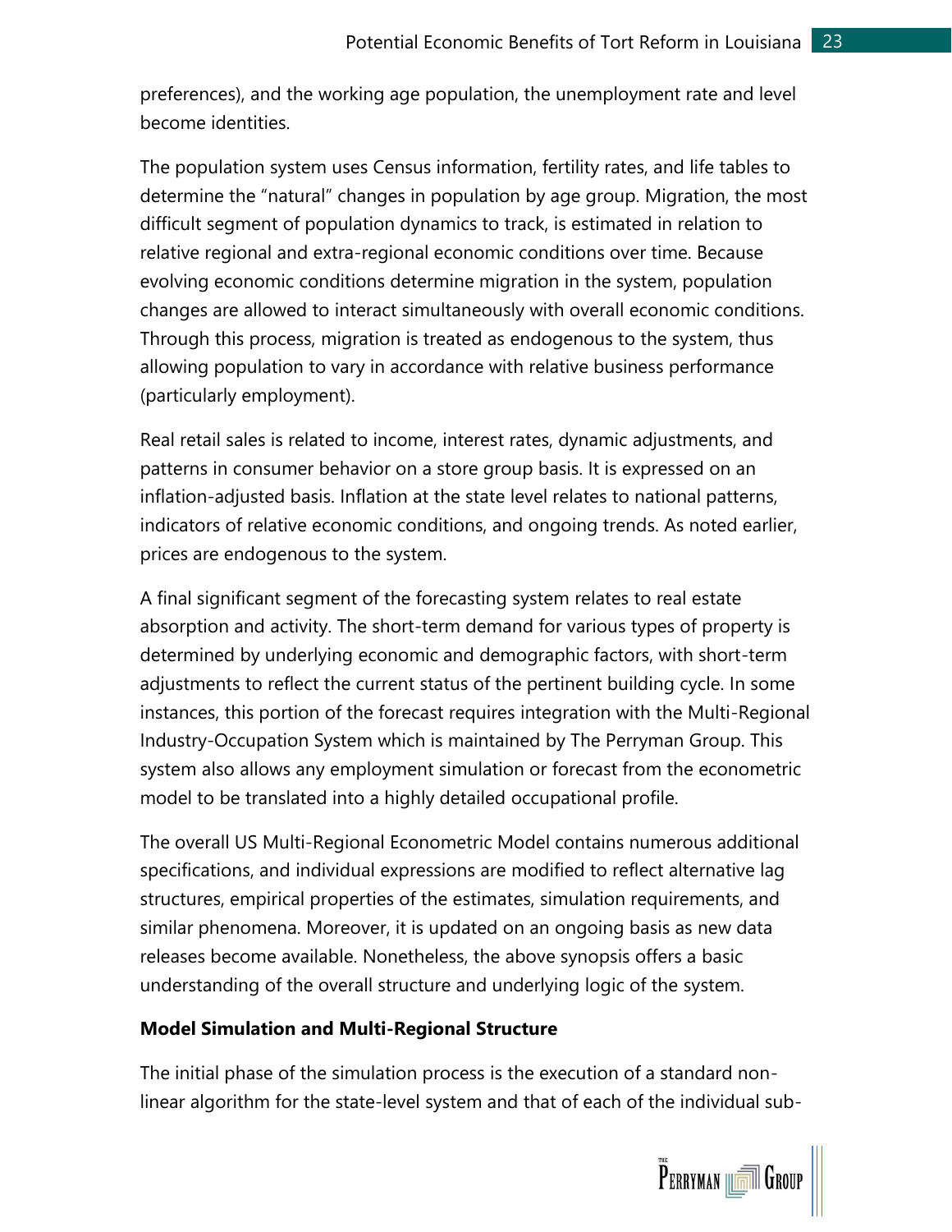preferences), and the working age population, the unemployment rate and level become identities.

The population system uses Census information, fertility rates, and life tables to determine the "natural" changes in population by age group. Migration, the most difficult segment of population dynamics to track, is estimated in relation to relative regional and extra-regional economic conditions over time. Because evolving economic conditions determine migration in the system, population changes are allowed to interact simultaneously with overall economic conditions. Through this process, migration is treated as endogenous to the system, thus allowing population to vary in accordance with relative business performance (particularly employment).

Real retail sales is related to income, interest rates, dynamic adjustments, and patterns in consumer behavior on a store group basis. It is expressed on an inflation-adjusted basis. Inflation at the state level relates to national patterns, indicators of relative economic conditions, and ongoing trends. As noted earlier, prices are endogenous to the system.

A final significant segment of the forecasting system relates to real estate absorption and activity. The short-term demand for various types of property is determined by underlying economic and demographic factors, with short-term adjustments to reflect the current status of the pertinent building cycle. In some instances, this portion of the forecast requires integration with the Multi-Regional Industry-Occupation System which is maintained by The Perryman Group. This system also allows any employment simulation or forecast from the econometric model to be translated into a highly detailed occupational profile.

The overall US Multi-Regional Econometric Model contains numerous additional specifications, and individual expressions are modified to reflect alternative lag structures, empirical properties of the estimates, simulation requirements, and similar phenomena. Moreover, it is updated on an ongoing basis as new data releases become available. Nonetheless, the above synopsis offers a basic understanding of the overall structure and underlying logic of the system.

**Model Simulation and Multi-Regional Structure**

The initial phase of the simulation process is the execution of a standard non-linear algorithm for the state-level system and that of each of the individual sub-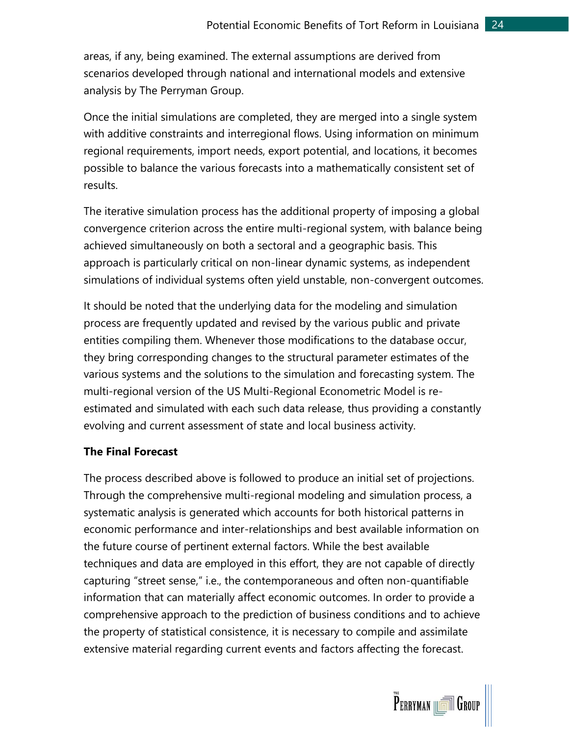areas, if any, being examined. The external assumptions are derived from scenarios developed through national and international models and extensive analysis by The Perryman Group.

Once the initial simulations are completed, they are merged into a single system with additive constraints and interregional flows. Using information on minimum regional requirements, import needs, export potential, and locations, it becomes possible to balance the various forecasts into a mathematically consistent set of results.

The iterative simulation process has the additional property of imposing a global convergence criterion across the entire multi-regional system, with balance being achieved simultaneously on both a sectoral and a geographic basis. This approach is particularly critical on non-linear dynamic systems, as independent simulations of individual systems often yield unstable, non-convergent outcomes.

It should be noted that the underlying data for the modeling and simulation process are frequently updated and revised by the various public and private entities compiling them. Whenever those modifications to the database occur, they bring corresponding changes to the structural parameter estimates of the various systems and the solutions to the simulation and forecasting system. The multi-regional version of the US Multi-Regional Econometric Model is re-estimated and simulated with each such data release, thus providing a constantly evolving and current assessment of state and local business activity.

**The Final Forecast**

The process described above is followed to produce an initial set of projections. Through the comprehensive multi-regional modeling and simulation process, a systematic analysis is generated which accounts for both historical patterns in economic performance and inter-relationships and best available information on the future course of pertinent external factors. While the best available techniques and data are employed in this effort, they are not capable of directly capturing "street sense," i.e., the contemporaneous and often non-quantifiable information that can materially affect economic outcomes. In order to provide a comprehensive approach to the prediction of business conditions and to achieve the property of statistical consistence, it is necessary to compile and assimilate extensive material regarding current events and factors affecting the forecast.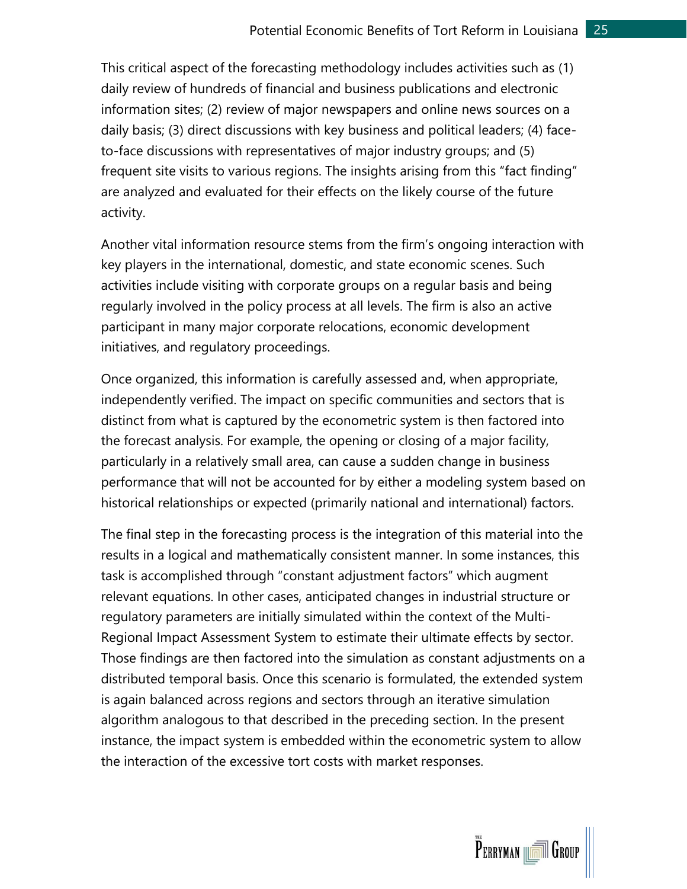This critical aspect of the forecasting methodology includes activities such as (1) daily review of hundreds of financial and business publications and electronic information sites; (2) review of major newspapers and online news sources on a daily basis; (3) direct discussions with key business and political leaders; (4) face-to-face discussions with representatives of major industry groups; and (5) frequent site visits to various regions. The insights arising from this "fact finding" are analyzed and evaluated for their effects on the likely course of the future activity.

Another vital information resource stems from the firm's ongoing interaction with key players in the international, domestic, and state economic scenes. Such activities include visiting with corporate groups on a regular basis and being regularly involved in the policy process at all levels. The firm is also an active participant in many major corporate relocations, economic development initiatives, and regulatory proceedings.

Once organized, this information is carefully assessed and, when appropriate, independently verified. The impact on specific communities and sectors that is distinct from what is captured by the econometric system is then factored into the forecast analysis. For example, the opening or closing of a major facility, particularly in a relatively small area, can cause a sudden change in business performance that will not be accounted for by either a modeling system based on historical relationships or expected (primarily national and international) factors.

The final step in the forecasting process is the integration of this material into the results in a logical and mathematically consistent manner. In some instances, this task is accomplished through "constant adjustment factors" which augment relevant equations. In other cases, anticipated changes in industrial structure or regulatory parameters are initially simulated within the context of the Multi-Regional Impact Assessment System to estimate their ultimate effects by sector. Those findings are then factored into the simulation as constant adjustments on a distributed temporal basis. Once this scenario is formulated, the extended system is again balanced across regions and sectors through an iterative simulation algorithm analogous to that described in the preceding section. In the present instance, the impact system is embedded within the econometric system to allow the interaction of the excessive tort costs with market responses.